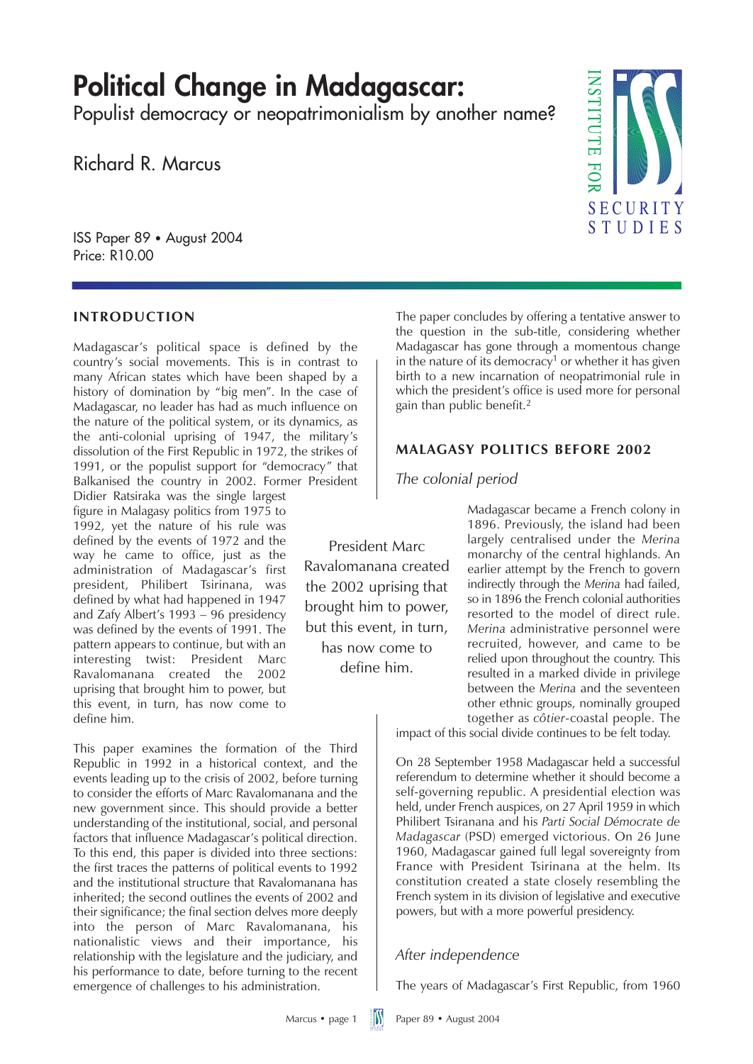# Political Change in Madagascar:

Populist democracy or neopatrimonialism by another name?

Richard R. Marcus

ISS Paper 89 • August 2004
Price: R10.00

## INTRODUCTION

Madagascar's political space is defined by the country's social movements. This is in contrast to many African states which have been shaped by a history of domination by "big men". In the case of Madagascar, no leader has had as much influence on the nature of the political system, or its dynamics, as the anti-colonial uprising of 1947, the military's dissolution of the First Republic in 1972, the strikes of 1991, or the populist support for "democracy" that Balkanised the country in 2002. Former President Didier Ratsiraka was the single largest figure in Malagasy politics from 1975 to 1992, yet the nature of his rule was defined by the events of 1972 and the way he came to office, just as the administration of Madagascar's first president, Philibert Tsirinana, was defined by what had happened in 1947 and Zafy Albert's 1993 – 96 presidency was defined by the events of 1991. The pattern appears to continue, but with an interesting twist: President Marc Ravalomanana created the 2002 uprising that brought him to power, but this event, in turn, has now come to define him.

> President Marc Ravalomanana created the 2002 uprising that brought him to power, but this event, in turn, has now come to define him.

This paper examines the formation of the Third Republic in 1992 in a historical context, and the events leading up to the crisis of 2002, before turning to consider the efforts of Marc Ravalomanana and the new government since. This should provide a better understanding of the institutional, social, and personal factors that influence Madagascar's political direction. To this end, this paper is divided into three sections: the first traces the patterns of political events to 1992 and the institutional structure that Ravalomanana has inherited; the second outlines the events of 2002 and their significance; the final section delves more deeply into the person of Marc Ravalomanana, his nationalistic views and their importance, his relationship with the legislature and the judiciary, and his performance to date, before turning to the recent emergence of challenges to his administration.

The paper concludes by offering a tentative answer to the question in the sub-title, considering whether Madagascar has gone through a momentous change in the nature of its democracy[1] or whether it has given birth to a new incarnation of neopatrimonial rule in which the president's office is used more for personal gain than public benefit.[2]

## MALAGASY POLITICS BEFORE 2002

### *The colonial period*

Madagascar became a French colony in 1896. Previously, the island had been largely centralised under the *Merina* monarchy of the central highlands. An earlier attempt by the French to govern indirectly through the *Merina* had failed, so in 1896 the French colonial authorities resorted to the model of direct rule. *Merina* administrative personnel were recruited, however, and came to be relied upon throughout the country. This resulted in a marked divide in privilege between the *Merina* and the seventeen other ethnic groups, nominally grouped together as *côtier*-coastal people. The impact of this social divide continues to be felt today.

On 28 September 1958 Madagascar held a successful referendum to determine whether it should become a self-governing republic. A presidential election was held, under French auspices, on 27 April 1959 in which Philibert Tsiranana and his *Parti Social Démocrate de Madagascar* (PSD) emerged victorious. On 26 June 1960, Madagascar gained full legal sovereignty from France with President Tsirinana at the helm. Its constitution created a state closely resembling the French system in its division of legislative and executive powers, but with a more powerful presidency.

### *After independence*

The years of Madagascar's First Republic, from 1960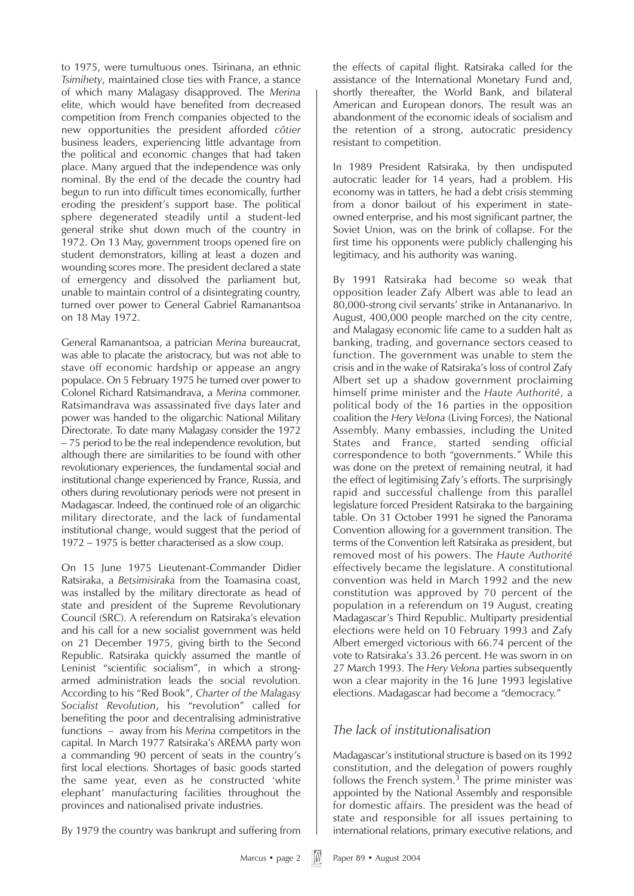to 1975, were tumultuous ones. Tsirinana, an ethnic *Tsimihety*, maintained close ties with France, a stance of which many Malagasy disapproved. The *Merina* elite, which would have benefited from decreased competition from French companies objected to the new opportunities the president afforded *côtier* business leaders, experiencing little advantage from the political and economic changes that had taken place. Many argued that the independence was only nominal. By the end of the decade the country had begun to run into difficult times economically, further eroding the president's support base. The political sphere degenerated steadily until a student-led general strike shut down much of the country in 1972. On 13 May, government troops opened fire on student demonstrators, killing at least a dozen and wounding scores more. The president declared a state of emergency and dissolved the parliament but, unable to maintain control of a disintegrating country, turned over power to General Gabriel Ramanantsoa on 18 May 1972.

General Ramanantsoa, a patrician *Merina* bureaucrat, was able to placate the aristocracy, but was not able to stave off economic hardship or appease an angry populace. On 5 February 1975 he turned over power to Colonel Richard Ratsimandrava, a *Merina* commoner. Ratsimandrava was assassinated five days later and power was handed to the oligarchic National Military Directorate. To date many Malagasy consider the 1972 – 75 period to be the real independence revolution, but although there are similarities to be found with other revolutionary experiences, the fundamental social and institutional change experienced by France, Russia, and others during revolutionary periods were not present in Madagascar. Indeed, the continued role of an oligarchic military directorate, and the lack of fundamental institutional change, would suggest that the period of 1972 – 1975 is better characterised as a slow coup.

On 15 June 1975 Lieutenant-Commander Didier Ratsiraka, a *Betsimisiraka* from the Toamasina coast, was installed by the military directorate as head of state and president of the Supreme Revolutionary Council (SRC). A referendum on Ratsiraka's elevation and his call for a new socialist government was held on 21 December 1975, giving birth to the Second Republic. Ratsiraka quickly assumed the mantle of Leninist "scientific socialism", in which a strong-armed administration leads the social revolution. According to his "Red Book", *Charter of the Malagasy Socialist Revolution*, his "revolution" called for benefiting the poor and decentralising administrative functions – away from his *Merina* competitors in the capital. In March 1977 Ratsiraka's AREMA party won a commanding 90 percent of seats in the country's first local elections. Shortages of basic goods started the same year, even as he constructed 'white elephant' manufacturing facilities throughout the provinces and nationalised private industries.

By 1979 the country was bankrupt and suffering from the effects of capital flight. Ratsiraka called for the assistance of the International Monetary Fund and, shortly thereafter, the World Bank, and bilateral American and European donors. The result was an abandonment of the economic ideals of socialism and the retention of a strong, autocratic presidency resistant to competition.

In 1989 President Ratsiraka, by then undisputed autocratic leader for 14 years, had a problem. His economy was in tatters, he had a debt crisis stemming from a donor bailout of his experiment in state-owned enterprise, and his most significant partner, the Soviet Union, was on the brink of collapse. For the first time his opponents were publicly challenging his legitimacy, and his authority was waning.

By 1991 Ratsiraka had become so weak that opposition leader Zafy Albert was able to lead an 80,000-strong civil servants' strike in Antananarivo. In August, 400,000 people marched on the city centre, and Malagasy economic life came to a sudden halt as banking, trading, and governance sectors ceased to function. The government was unable to stem the crisis and in the wake of Ratsiraka's loss of control Zafy Albert set up a shadow government proclaiming himself prime minister and the *Haute Authorité*, a political body of the 16 parties in the opposition coalition the *Hery Velona* (Living Forces), the National Assembly. Many embassies, including the United States and France, started sending official correspondence to both "governments." While this was done on the pretext of remaining neutral, it had the effect of legitimising Zafy's efforts. The surprisingly rapid and successful challenge from this parallel legislature forced President Ratsiraka to the bargaining table. On 31 October 1991 he signed the Panorama Convention allowing for a government transition. The terms of the Convention left Ratsiraka as president, but removed most of his powers. The *Haute Authorité* effectively became the legislature. A constitutional convention was held in March 1992 and the new constitution was approved by 70 percent of the population in a referendum on 19 August, creating Madagascar's Third Republic. Multiparty presidential elections were held on 10 February 1993 and Zafy Albert emerged victorious with 66.74 percent of the vote to Ratsiraka's 33.26 percent. He was sworn in on 27 March 1993. The *Hery Velona* parties subsequently won a clear majority in the 16 June 1993 legislative elections. Madagascar had become a "democracy."

## *The lack of institutionalisation*

Madagascar's institutional structure is based on its 1992 constitution, and the delegation of powers roughly follows the French system.[3] The prime minister was appointed by the National Assembly and responsible for domestic affairs. The president was the head of state and responsible for all issues pertaining to international relations, primary executive relations, and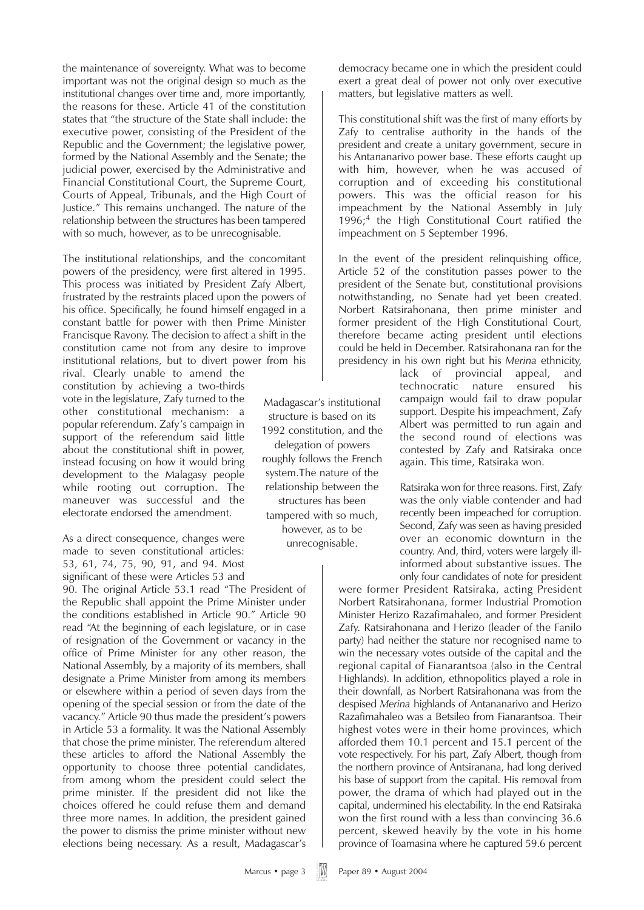the maintenance of sovereignty. What was to become important was not the original design so much as the institutional changes over time and, more importantly, the reasons for these. Article 41 of the constitution states that "the structure of the State shall include: the executive power, consisting of the President of the Republic and the Government; the legislative power, formed by the National Assembly and the Senate; the judicial power, exercised by the Administrative and Financial Constitutional Court, the Supreme Court, Courts of Appeal, Tribunals, and the High Court of Justice." This remains unchanged. The nature of the relationship between the structures has been tampered with so much, however, as to be unrecognisable.

The institutional relationships, and the concomitant powers of the presidency, were first altered in 1995. This process was initiated by President Zafy Albert, frustrated by the restraints placed upon the powers of his office. Specifically, he found himself engaged in a constant battle for power with then Prime Minister Francisque Ravony. The decision to affect a shift in the constitution came not from any desire to improve institutional relations, but to divert power from his rival. Clearly unable to amend the constitution by achieving a two-thirds vote in the legislature, Zafy turned to the other constitutional mechanism: a popular referendum. Zafy's campaign in support of the referendum said little about the constitutional shift in power, instead focusing on how it would bring development to the Malagasy people while rooting out corruption. The maneuver was successful and the electorate endorsed the amendment.

As a direct consequence, changes were made to seven constitutional articles: 53, 61, 74, 75, 90, 91, and 94. Most significant of these were Articles 53 and 90. The original Article 53.1 read "The President of the Republic shall appoint the Prime Minister under the conditions established in Article 90." Article 90 read "At the beginning of each legislature, or in case of resignation of the Government or vacancy in the office of Prime Minister for any other reason, the National Assembly, by a majority of its members, shall designate a Prime Minister from among its members or elsewhere within a period of seven days from the opening of the special session or from the date of the vacancy." Article 90 thus made the president's powers in Article 53 a formality. It was the National Assembly that chose the prime minister. The referendum altered these articles to afford the National Assembly the opportunity to choose three potential candidates, from among whom the president could select the prime minister. If the president did not like the choices offered he could refuse them and demand three more names. In addition, the president gained the power to dismiss the prime minister without new elections being necessary. As a result, Madagascar's democracy became one in which the president could exert a great deal of power not only over executive matters, but legislative matters as well.

> Madagascar's institutional structure is based on its 1992 constitution, and the delegation of powers roughly follows the French system. The nature of the relationship between the structures has been tampered with so much, however, as to be unrecognisable.

This constitutional shift was the first of many efforts by Zafy to centralise authority in the hands of the president and create a unitary government, secure in his Antananarivo power base. These efforts caught up with him, however, when he was accused of corruption and of exceeding his constitutional powers. This was the official reason for his impeachment by the National Assembly in July 1996;[4] the High Constitutional Court ratified the impeachment on 5 September 1996.

In the event of the president relinquishing office, Article 52 of the constitution passes power to the president of the Senate but, constitutional provisions notwithstanding, no Senate had yet been created. Norbert Ratsirahonana, then prime minister and former president of the High Constitutional Court, therefore became acting president until elections could be held in December. Ratsirahonana ran for the presidency in his own right but his *Merina* ethnicity, lack of provincial appeal, and technocratic nature ensured his campaign would fail to draw popular support. Despite his impeachment, Zafy Albert was permitted to run again and the second round of elections was contested by Zafy and Ratsiraka once again. This time, Ratsiraka won.

Ratsiraka won for three reasons. First, Zafy was the only viable contender and had recently been impeached for corruption. Second, Zafy was seen as having presided over an economic downturn in the country. And, third, voters were largely ill-informed about substantive issues. The only four candidates of note for president were former President Ratsiraka, acting President Norbert Ratsirahonana, former Industrial Promotion Minister Herizo Razafimahaleo, and former President Zafy. Ratsirahonana and Herizo (leader of the Fanilo party) had neither the stature nor recognised name to win the necessary votes outside of the capital and the regional capital of Fianarantsoa (also in the Central Highlands). In addition, ethnopolitics played a role in their downfall, as Norbert Ratsirahonana was from the despised *Merina* highlands of Antananarivo and Herizo Razafimahaleo was a Betsileo from Fianarantsoa. Their highest votes were in their home provinces, which afforded them 10.1 percent and 15.1 percent of the vote respectively. For his part, Zafy Albert, though from the northern province of Antsiranana, had long derived his base of support from the capital. His removal from power, the drama of which had played out in the capital, undermined his electability. In the end Ratsiraka won the first round with a less than convincing 36.6 percent, skewed heavily by the vote in his home province of Toamasina where he captured 59.6 percent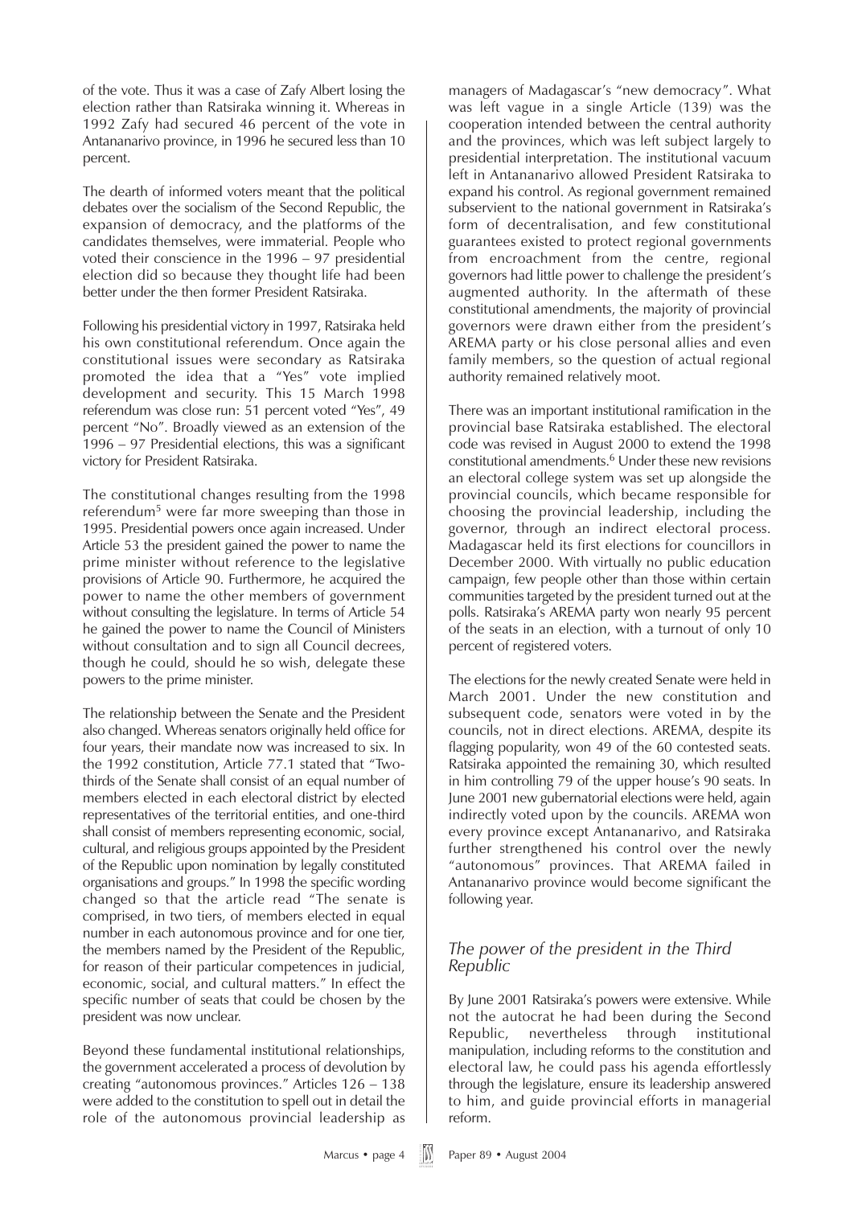of the vote. Thus it was a case of Zafy Albert losing the election rather than Ratsiraka winning it. Whereas in 1992 Zafy had secured 46 percent of the vote in Antananarivo province, in 1996 he secured less than 10 percent.

The dearth of informed voters meant that the political debates over the socialism of the Second Republic, the expansion of democracy, and the platforms of the candidates themselves, were immaterial. People who voted their conscience in the 1996 – 97 presidential election did so because they thought life had been better under the then former President Ratsiraka.

Following his presidential victory in 1997, Ratsiraka held his own constitutional referendum. Once again the constitutional issues were secondary as Ratsiraka promoted the idea that a "Yes" vote implied development and security. This 15 March 1998 referendum was close run: 51 percent voted "Yes", 49 percent "No". Broadly viewed as an extension of the 1996 – 97 Presidential elections, this was a significant victory for President Ratsiraka.

The constitutional changes resulting from the 1998 referendum[5] were far more sweeping than those in 1995. Presidential powers once again increased. Under Article 53 the president gained the power to name the prime minister without reference to the legislative provisions of Article 90. Furthermore, he acquired the power to name the other members of government without consulting the legislature. In terms of Article 54 he gained the power to name the Council of Ministers without consultation and to sign all Council decrees, though he could, should he so wish, delegate these powers to the prime minister.

The relationship between the Senate and the President also changed. Whereas senators originally held office for four years, their mandate now was increased to six. In the 1992 constitution, Article 77.1 stated that "Two-thirds of the Senate shall consist of an equal number of members elected in each electoral district by elected representatives of the territorial entities, and one-third shall consist of members representing economic, social, cultural, and religious groups appointed by the President of the Republic upon nomination by legally constituted organisations and groups." In 1998 the specific wording changed so that the article read "The senate is comprised, in two tiers, of members elected in equal number in each autonomous province and for one tier, the members named by the President of the Republic, for reason of their particular competences in judicial, economic, social, and cultural matters." In effect the specific number of seats that could be chosen by the president was now unclear.

Beyond these fundamental institutional relationships, the government accelerated a process of devolution by creating "autonomous provinces." Articles 126 – 138 were added to the constitution to spell out in detail the role of the autonomous provincial leadership as managers of Madagascar's "new democracy". What was left vague in a single Article (139) was the cooperation intended between the central authority and the provinces, which was left subject largely to presidential interpretation. The institutional vacuum left in Antananarivo allowed President Ratsiraka to expand his control. As regional government remained subservient to the national government in Ratsiraka's form of decentralisation, and few constitutional guarantees existed to protect regional governments from encroachment from the centre, regional governors had little power to challenge the president's augmented authority. In the aftermath of these constitutional amendments, the majority of provincial governors were drawn either from the president's AREMA party or his close personal allies and even family members, so the question of actual regional authority remained relatively moot.

There was an important institutional ramification in the provincial base Ratsiraka established. The electoral code was revised in August 2000 to extend the 1998 constitutional amendments.[6] Under these new revisions an electoral college system was set up alongside the provincial councils, which became responsible for choosing the provincial leadership, including the governor, through an indirect electoral process. Madagascar held its first elections for councillors in December 2000. With virtually no public education campaign, few people other than those within certain communities targeted by the president turned out at the polls. Ratsiraka's AREMA party won nearly 95 percent of the seats in an election, with a turnout of only 10 percent of registered voters.

The elections for the newly created Senate were held in March 2001. Under the new constitution and subsequent code, senators were voted in by the councils, not in direct elections. AREMA, despite its flagging popularity, won 49 of the 60 contested seats. Ratsiraka appointed the remaining 30, which resulted in him controlling 79 of the upper house's 90 seats. In June 2001 new gubernatorial elections were held, again indirectly voted upon by the councils. AREMA won every province except Antananarivo, and Ratsiraka further strengthened his control over the newly "autonomous" provinces. That AREMA failed in Antananarivo province would become significant the following year.

### *The power of the president in the Third Republic*

By June 2001 Ratsiraka's powers were extensive. While not the autocrat he had been during the Second Republic, nevertheless through institutional manipulation, including reforms to the constitution and electoral law, he could pass his agenda effortlessly through the legislature, ensure its leadership answered to him, and guide provincial efforts in managerial reform.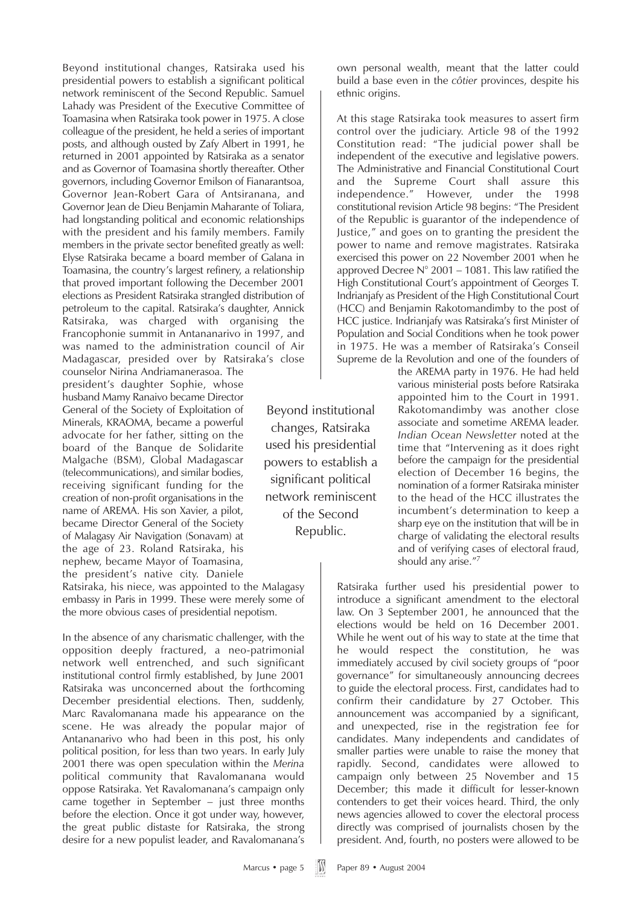Beyond institutional changes, Ratsiraka used his presidential powers to establish a significant political network reminiscent of the Second Republic. Samuel Lahady was President of the Executive Committee of Toamasina when Ratsiraka took power in 1975. A close colleague of the president, he held a series of important posts, and although ousted by Zafy Albert in 1991, he returned in 2001 appointed by Ratsiraka as a senator and as Governor of Toamasina shortly thereafter. Other governors, including Governor Emilson of Fianarantsoa, Governor Jean-Robert Gara of Antsiranana, and Governor Jean de Dieu Benjamin Maharante of Toliara, had longstanding political and economic relationships with the president and his family members. Family members in the private sector benefited greatly as well: Elyse Ratsiraka became a board member of Galana in Toamasina, the country's largest refinery, a relationship that proved important following the December 2001 elections as President Ratsiraka strangled distribution of petroleum to the capital. Ratsiraka's daughter, Annick Ratsiraka, was charged with organising the Francophonie summit in Antananarivo in 1997, and was named to the administration council of Air Madagascar, presided over by Ratsiraka's close counselor Nirina Andriamanerasoa. The president's daughter Sophie, whose husband Mamy Ranaivo became Director General of the Society of Exploitation of Minerals, KRAOMA, became a powerful advocate for her father, sitting on the board of the Banque de Solidarite Malgache (BSM), Global Madagascar (telecommunications), and similar bodies, receiving significant funding for the creation of non-profit organisations in the name of AREMA. His son Xavier, a pilot, became Director General of the Society of Malagasy Air Navigation (Sonavam) at the age of 23. Roland Ratsiraka, his nephew, became Mayor of Toamasina, the president's native city. Daniele Ratsiraka, his niece, was appointed to the Malagasy embassy in Paris in 1999. These were merely some of the more obvious cases of presidential nepotism.

> Beyond institutional changes, Ratsiraka used his presidential powers to establish a significant political network reminiscent of the Second Republic.

In the absence of any charismatic challenger, with the opposition deeply fractured, a neo-patrimonial network well entrenched, and such significant institutional control firmly established, by June 2001 Ratsiraka was unconcerned about the forthcoming December presidential elections. Then, suddenly, Marc Ravalomanana made his appearance on the scene. He was already the popular major of Antananarivo who had been in this post, his only political position, for less than two years. In early July 2001 there was open speculation within the *Merina* political community that Ravalomanana would oppose Ratsiraka. Yet Ravalomanana's campaign only came together in September – just three months before the election. Once it got under way, however, the great public distaste for Ratsiraka, the strong desire for a new populist leader, and Ravalomanana's own personal wealth, meant that the latter could build a base even in the *côtier* provinces, despite his ethnic origins.

At this stage Ratsiraka took measures to assert firm control over the judiciary. Article 98 of the 1992 Constitution read: "The judicial power shall be independent of the executive and legislative powers. The Administrative and Financial Constitutional Court and the Supreme Court shall assure this independence." However, under the 1998 constitutional revision Article 98 begins: "The President of the Republic is guarantor of the independence of Justice," and goes on to granting the president the power to name and remove magistrates. Ratsiraka exercised this power on 22 November 2001 when he approved Decree N° 2001 – 1081. This law ratified the High Constitutional Court's appointment of Georges T. Indrianjafy as President of the High Constitutional Court (HCC) and Benjamin Rakotomandimby to the post of HCC justice. Indrianjafy was Ratsiraka's first Minister of Population and Social Conditions when he took power in 1975. He was a member of Ratsiraka's Conseil Supreme de la Revolution and one of the founders of the AREMA party in 1976. He had held various ministerial posts before Ratsiraka appointed him to the Court in 1991. Rakotomandimby was another close associate and sometime AREMA leader. *Indian Ocean Newsletter* noted at the time that "Intervening as it does right before the campaign for the presidential election of December 16 begins, the nomination of a former Ratsiraka minister to the head of the HCC illustrates the incumbent's determination to keep a sharp eye on the institution that will be in charge of validating the electoral results and of verifying cases of electoral fraud, should any arise."[7]

Ratsiraka further used his presidential power to introduce a significant amendment to the electoral law. On 3 September 2001, he announced that the elections would be held on 16 December 2001. While he went out of his way to state at the time that he would respect the constitution, he was immediately accused by civil society groups of "poor governance" for simultaneously announcing decrees to guide the electoral process. First, candidates had to confirm their candidature by 27 October. This announcement was accompanied by a significant, and unexpected, rise in the registration fee for candidates. Many independents and candidates of smaller parties were unable to raise the money that rapidly. Second, candidates were allowed to campaign only between 25 November and 15 December; this made it difficult for lesser-known contenders to get their voices heard. Third, the only news agencies allowed to cover the electoral process directly was comprised of journalists chosen by the president. And, fourth, no posters were allowed to be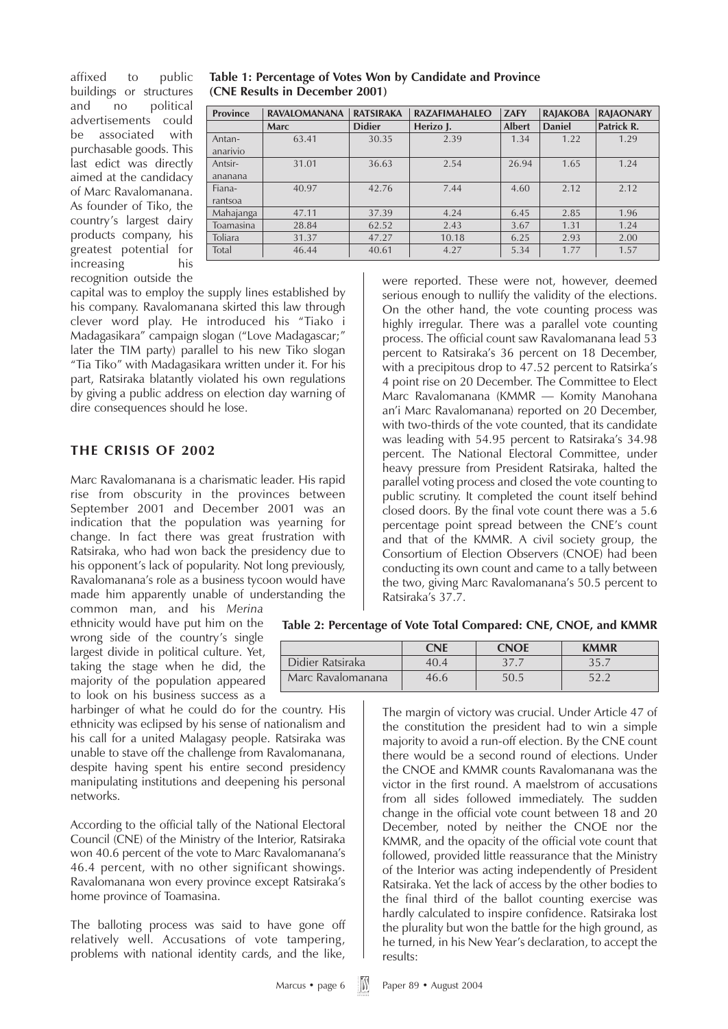affixed to public buildings or structures and no political advertisements could be associated with purchasable goods. This last edict was directly aimed at the candidacy of Marc Ravalomanana. As founder of Tiko, the country's largest dairy products company, his greatest potential for increasing his recognition outside the capital was to employ the supply lines established by his company. Ravalomanana skirted this law through clever word play. He introduced his "Tiako i Madagasikara" campaign slogan ("Love Madagascar;" later the TIM party) parallel to his new Tiko slogan "Tia Tiko" with Madagasikara written under it. For his part, Ratsiraka blatantly violated his own regulations by giving a public address on election day warning of dire consequences should he lose.

**Table 1: Percentage of Votes Won by Candidate and Province (CNE Results in December 2001)**

| Province | RAVALOMANANA | RATSIRAKA | RAZAFIMAHALEO | ZAFY | RAJAKOBA | RAJAONARY |
|---|---|---|---|---|---|---|
| | Marc | Didier | Herizo J. | Albert | Daniel | Patrick R. |
| Antananarivio | 63.41 | 30.35 | 2.39 | 1.34 | 1.22 | 1.29 |
| Antsiranana | 31.01 | 36.63 | 2.54 | 26.94 | 1.65 | 1.24 |
| Fianarantsoa | 40.97 | 42.76 | 7.44 | 4.60 | 2.12 | 2.12 |
| Mahajanga | 47.11 | 37.39 | 4.24 | 6.45 | 2.85 | 1.96 |
| Toamasina | 28.84 | 62.52 | 2.43 | 3.67 | 1.31 | 1.24 |
| Toliara | 31.37 | 47.27 | 10.18 | 6.25 | 2.93 | 2.00 |
| Total | 46.44 | 40.61 | 4.27 | 5.34 | 1.77 | 1.57 |

## THE CRISIS OF 2002

Marc Ravalomanana is a charismatic leader. His rapid rise from obscurity in the provinces between September 2001 and December 2001 was an indication that the population was yearning for change. In fact there was great frustration with Ratsiraka, who had won back the presidency due to his opponent's lack of popularity. Not long previously, Ravalomanana's role as a business tycoon would have made him apparently unable of understanding the common man, and his *Merina* ethnicity would have put him on the wrong side of the country's single largest divide in political culture. Yet, taking the stage when he did, the majority of the population appeared to look on his business success as a harbinger of what he could do for the country. His ethnicity was eclipsed by his sense of nationalism and his call for a united Malagasy people. Ratsiraka was unable to stave off the challenge from Ravalomanana, despite having spent his entire second presidency manipulating institutions and deepening his personal networks.

According to the official tally of the National Electoral Council (CNE) of the Ministry of the Interior, Ratsiraka won 40.6 percent of the vote to Marc Ravalomanana's 46.4 percent, with no other significant showings. Ravalomanana won every province except Ratsiraka's home province of Toamasina.

The balloting process was said to have gone off relatively well. Accusations of vote tampering, problems with national identity cards, and the like, were reported. These were not, however, deemed serious enough to nullify the validity of the elections. On the other hand, the vote counting process was highly irregular. There was a parallel vote counting process. The official count saw Ravalomanana lead 53 percent to Ratsiraka's 36 percent on 18 December, with a precipitous drop to 47.52 percent to Ratsirka's 4 point rise on 20 December. The Committee to Elect Marc Ravalomanana (KMMR — Komity Manohana an'i Marc Ravalomanana) reported on 20 December, with two-thirds of the vote counted, that its candidate was leading with 54.95 percent to Ratsiraka's 34.98 percent. The National Electoral Committee, under heavy pressure from President Ratsiraka, halted the parallel voting process and closed the vote counting to public scrutiny. It completed the count itself behind closed doors. By the final vote count there was a 5.6 percentage point spread between the CNE's count and that of the KMMR. A civil society group, the Consortium of Election Observers (CNOE) had been conducting its own count and came to a tally between the two, giving Marc Ravalomanana's 50.5 percent to Ratsiraka's 37.7.

**Table 2: Percentage of Vote Total Compared: CNE, CNOE, and KMMR**

| | CNE | CNOE | KMMR |
|---|---|---|---|
| Didier Ratsiraka | 40.4 | 37.7 | 35.7 |
| Marc Ravalomanana | 46.6 | 50.5 | 52.2 |

The margin of victory was crucial. Under Article 47 of the constitution the president had to win a simple majority to avoid a run-off election. By the CNE count there would be a second round of elections. Under the CNOE and KMMR counts Ravalomanana was the victor in the first round. A maelstrom of accusations from all sides followed immediately. The sudden change in the official vote count between 18 and 20 December, noted by neither the CNOE nor the KMMR, and the opacity of the official vote count that followed, provided little reassurance that the Ministry of the Interior was acting independently of President Ratsiraka. Yet the lack of access by the other bodies to the final third of the ballot counting exercise was hardly calculated to inspire confidence. Ratsiraka lost the plurality but won the battle for the high ground, as he turned, in his New Year's declaration, to accept the results: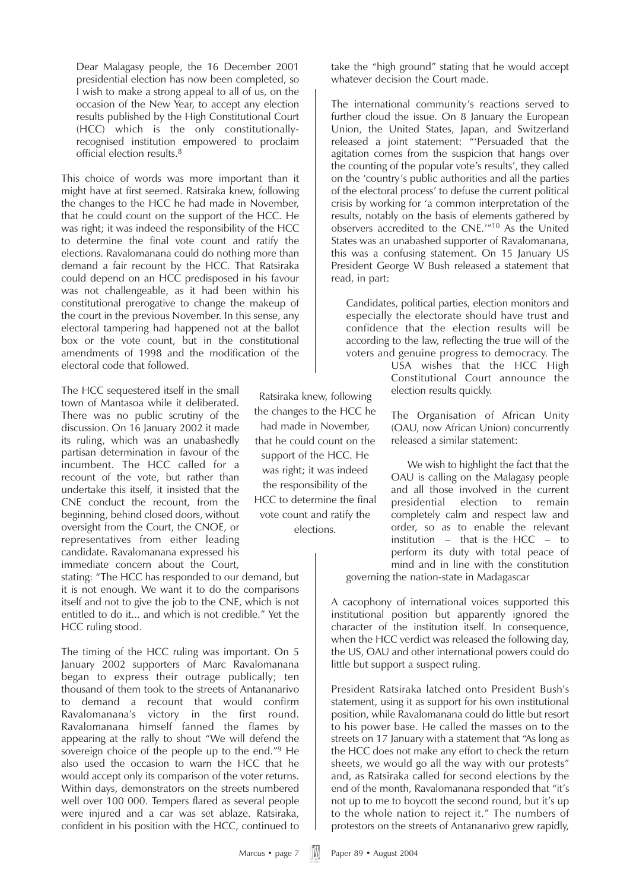> Dear Malagasy people, the 16 December 2001 presidential election has now been completed, so I wish to make a strong appeal to all of us, on the occasion of the New Year, to accept any election results published by the High Constitutional Court (HCC) which is the only constitutionally-recognised institution empowered to proclaim official election results.[8]

This choice of words was more important than it might have at first seemed. Ratsiraka knew, following the changes to the HCC he had made in November, that he could count on the support of the HCC. He was right; it was indeed the responsibility of the HCC to determine the final vote count and ratify the elections. Ravalomanana could do nothing more than demand a fair recount by the HCC. That Ratsiraka could depend on an HCC predisposed in his favour was not challengeable, as it had been within his constitutional prerogative to change the makeup of the court in the previous November. In this sense, any electoral tampering had happened not at the ballot box or the vote count, but in the constitutional amendments of 1998 and the modification of the electoral code that followed.

The HCC sequestered itself in the small town of Mantasoa while it deliberated. There was no public scrutiny of the discussion. On 16 January 2002 it made its ruling, which was an unabashedly partisan determination in favour of the incumbent. The HCC called for a recount of the vote, but rather than undertake this itself, it insisted that the CNE conduct the recount, from the beginning, behind closed doors, without oversight from the Court, the CNOE, or representatives from either leading candidate. Ravalomanana expressed his immediate concern about the Court, stating: "The HCC has responded to our demand, but it is not enough. We want it to do the comparisons itself and not to give the job to the CNE, which is not entitled to do it... and which is not credible." Yet the HCC ruling stood.

The timing of the HCC ruling was important. On 5 January 2002 supporters of Marc Ravalomanana began to express their outrage publically; ten thousand of them took to the streets of Antananarivo to demand a recount that would confirm Ravalomanana's victory in the first round. Ravalomanana himself fanned the flames by appearing at the rally to shout "We will defend the sovereign choice of the people up to the end."[9] He also used the occasion to warn the HCC that he would accept only its comparison of the voter returns. Within days, demonstrators on the streets numbered well over 100 000. Tempers flared as several people were injured and a car was set ablaze. Ratsiraka, confident in his position with the HCC, continued to take the "high ground" stating that he would accept whatever decision the Court made.

> Ratsiraka knew, following the changes to the HCC he had made in November, that he could count on the support of the HCC. He was right; it was indeed the responsibility of the HCC to determine the final vote count and ratify the elections.

The international community's reactions served to further cloud the issue. On 8 January the European Union, the United States, Japan, and Switzerland released a joint statement: "'Persuaded that the agitation comes from the suspicion that hangs over the counting of the popular vote's results', they called on the 'country's public authorities and all the parties of the electoral process' to defuse the current political crisis by working for 'a common interpretation of the results, notably on the basis of elements gathered by observers accredited to the CNE.'"[10] As the United States was an unabashed supporter of Ravalomanana, this was a confusing statement. On 15 January US President George W Bush released a statement that read, in part:

> Candidates, political parties, election monitors and especially the electorate should have trust and confidence that the election results will be according to the law, reflecting the true will of the voters and genuine progress to democracy. The USA wishes that the HCC High Constitutional Court announce the election results quickly.

The Organisation of African Unity (OAU, now African Union) concurrently released a similar statement:

> We wish to highlight the fact that the OAU is calling on the Malagasy people and all those involved in the current presidential election to remain completely calm and respect law and order, so as to enable the relevant institution – that is the HCC – to perform its duty with total peace of mind and in line with the constitution governing the nation-state in Madagascar

A cacophony of international voices supported this institutional position but apparently ignored the character of the institution itself. In consequence, when the HCC verdict was released the following day, the US, OAU and other international powers could do little but support a suspect ruling.

President Ratsiraka latched onto President Bush's statement, using it as support for his own institutional position, while Ravalomanana could do little but resort to his power base. He called the masses on to the streets on 17 January with a statement that "As long as the HCC does not make any effort to check the return sheets, we would go all the way with our protests" and, as Ratsiraka called for second elections by the end of the month, Ravalomanana responded that "it's not up to me to boycott the second round, but it's up to the whole nation to reject it." The numbers of protestors on the streets of Antananarivo grew rapidly,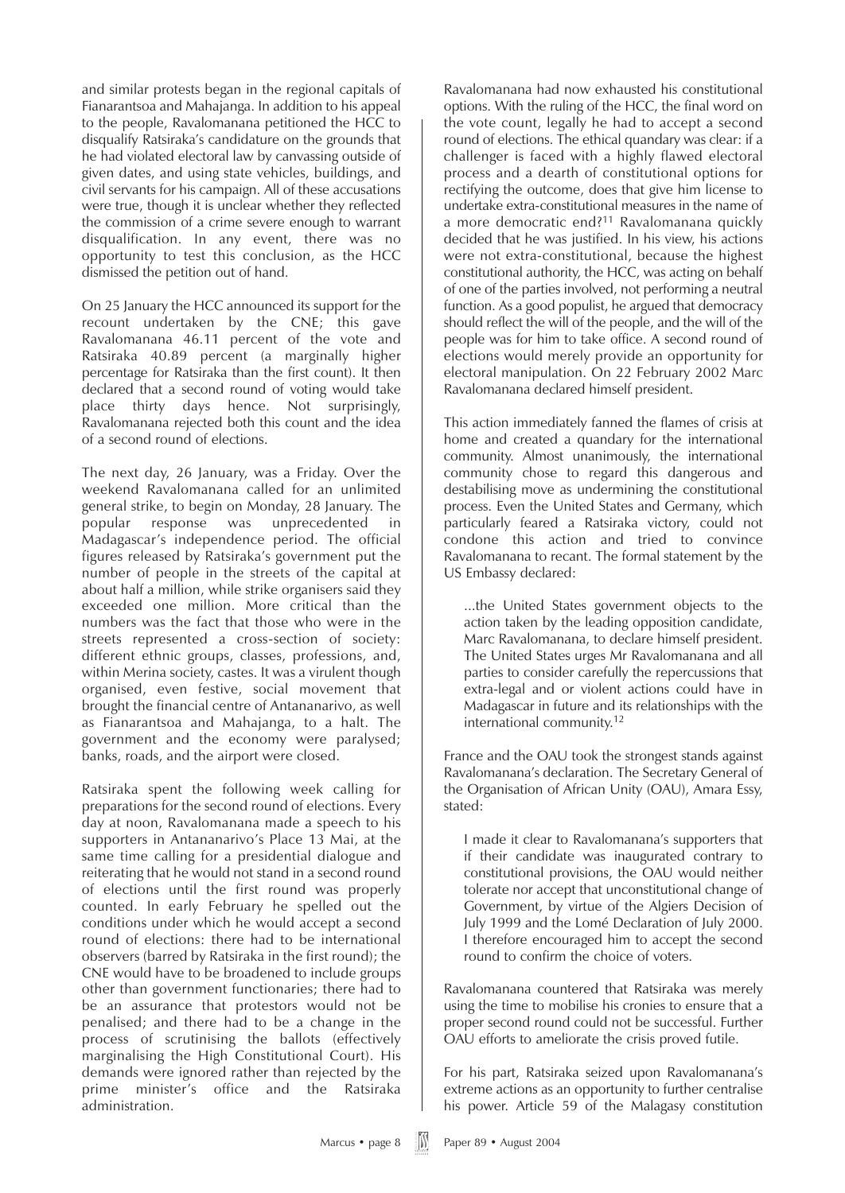and similar protests began in the regional capitals of Fianarantsoa and Mahajanga. In addition to his appeal to the people, Ravalomanana petitioned the HCC to disqualify Ratsiraka's candidature on the grounds that he had violated electoral law by canvassing outside of given dates, and using state vehicles, buildings, and civil servants for his campaign. All of these accusations were true, though it is unclear whether they reflected the commission of a crime severe enough to warrant disqualification. In any event, there was no opportunity to test this conclusion, as the HCC dismissed the petition out of hand.

On 25 January the HCC announced its support for the recount undertaken by the CNE; this gave Ravalomanana 46.11 percent of the vote and Ratsiraka 40.89 percent (a marginally higher percentage for Ratsiraka than the first count). It then declared that a second round of voting would take place thirty days hence. Not surprisingly, Ravalomanana rejected both this count and the idea of a second round of elections.

The next day, 26 January, was a Friday. Over the weekend Ravalomanana called for an unlimited general strike, to begin on Monday, 28 January. The popular response was unprecedented in Madagascar's independence period. The official figures released by Ratsiraka's government put the number of people in the streets of the capital at about half a million, while strike organisers said they exceeded one million. More critical than the numbers was the fact that those who were in the streets represented a cross-section of society: different ethnic groups, classes, professions, and, within Merina society, castes. It was a virulent though organised, even festive, social movement that brought the financial centre of Antananarivo, as well as Fianarantsoa and Mahajanga, to a halt. The government and the economy were paralysed; banks, roads, and the airport were closed.

Ratsiraka spent the following week calling for preparations for the second round of elections. Every day at noon, Ravalomanana made a speech to his supporters in Antananarivo's Place 13 Mai, at the same time calling for a presidential dialogue and reiterating that he would not stand in a second round of elections until the first round was properly counted. In early February he spelled out the conditions under which he would accept a second round of elections: there had to be international observers (barred by Ratsiraka in the first round); the CNE would have to be broadened to include groups other than government functionaries; there had to be an assurance that protestors would not be penalised; and there had to be a change in the process of scrutinising the ballots (effectively marginalising the High Constitutional Court). His demands were ignored rather than rejected by the prime minister's office and the Ratsiraka administration.

Ravalomanana had now exhausted his constitutional options. With the ruling of the HCC, the final word on the vote count, legally he had to accept a second round of elections. The ethical quandary was clear: if a challenger is faced with a highly flawed electoral process and a dearth of constitutional options for rectifying the outcome, does that give him license to undertake extra-constitutional measures in the name of a more democratic end?[11] Ravalomanana quickly decided that he was justified. In his view, his actions were not extra-constitutional, because the highest constitutional authority, the HCC, was acting on behalf of one of the parties involved, not performing a neutral function. As a good populist, he argued that democracy should reflect the will of the people, and the will of the people was for him to take office. A second round of elections would merely provide an opportunity for electoral manipulation. On 22 February 2002 Marc Ravalomanana declared himself president.

This action immediately fanned the flames of crisis at home and created a quandary for the international community. Almost unanimously, the international community chose to regard this dangerous and destabilising move as undermining the constitutional process. Even the United States and Germany, which particularly feared a Ratsiraka victory, could not condone this action and tried to convince Ravalomanana to recant. The formal statement by the US Embassy declared:

> ...the United States government objects to the action taken by the leading opposition candidate, Marc Ravalomanana, to declare himself president. The United States urges Mr Ravalomanana and all parties to consider carefully the repercussions that extra-legal and or violent actions could have in Madagascar in future and its relationships with the international community.[12]

France and the OAU took the strongest stands against Ravalomanana's declaration. The Secretary General of the Organisation of African Unity (OAU), Amara Essy, stated:

> I made it clear to Ravalomanana's supporters that if their candidate was inaugurated contrary to constitutional provisions, the OAU would neither tolerate nor accept that unconstitutional change of Government, by virtue of the Algiers Decision of July 1999 and the Lomé Declaration of July 2000. I therefore encouraged him to accept the second round to confirm the choice of voters.

Ravalomanana countered that Ratsiraka was merely using the time to mobilise his cronies to ensure that a proper second round could not be successful. Further OAU efforts to ameliorate the crisis proved futile.

For his part, Ratsiraka seized upon Ravalomanana's extreme actions as an opportunity to further centralise his power. Article 59 of the Malagasy constitution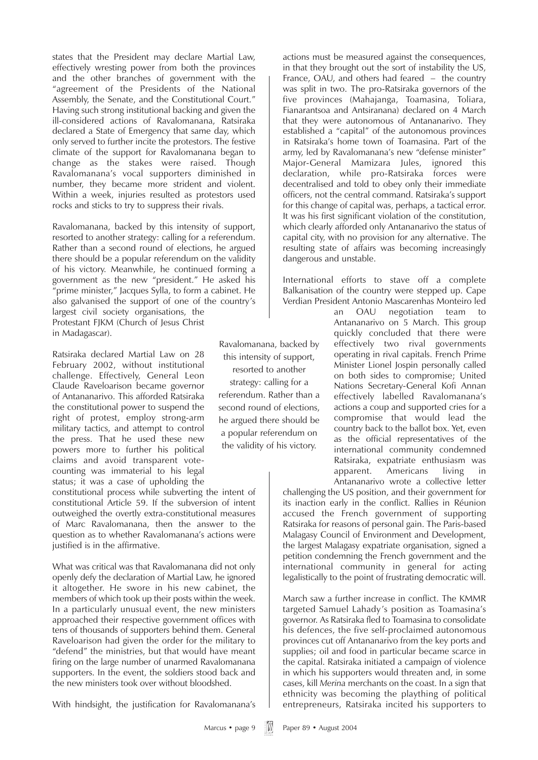states that the President may declare Martial Law, effectively wresting power from both the provinces and the other branches of government with the "agreement of the Presidents of the National Assembly, the Senate, and the Constitutional Court." Having such strong institutional backing and given the ill-considered actions of Ravalomanana, Ratsiraka declared a State of Emergency that same day, which only served to further incite the protestors. The festive climate of the support for Ravalomanana began to change as the stakes were raised. Though Ravalomanana's vocal supporters diminished in number, they became more strident and violent. Within a week, injuries resulted as protestors used rocks and sticks to try to suppress their rivals.

Ravalomanana, backed by this intensity of support, resorted to another strategy: calling for a referendum. Rather than a second round of elections, he argued there should be a popular referendum on the validity of his victory. Meanwhile, he continued forming a government as the new "president." He asked his "prime minister," Jacques Sylla, to form a cabinet. He also galvanised the support of one of the country's largest civil society organisations, the Protestant FJKM (Church of Jesus Christ in Madagascar).

Ratsiraka declared Martial Law on 28 February 2002, without institutional challenge. Effectively, General Leon Claude Raveloarison became governor of Antananarivo. This afforded Ratsiraka the constitutional power to suspend the right of protest, employ strong-arm military tactics, and attempt to control the press. That he used these new powers more to further his political claims and avoid transparent vote-counting was immaterial to his legal status; it was a case of upholding the constitutional process while subverting the intent of constitutional Article 59. If the subversion of intent outweighed the overtly extra-constitutional measures of Marc Ravalomanana, then the answer to the question as to whether Ravalomanana's actions were justified is in the affirmative.

What was critical was that Ravalomanana did not only openly defy the declaration of Martial Law, he ignored it altogether. He swore in his new cabinet, the members of which took up their posts within the week. In a particularly unusual event, the new ministers approached their respective government offices with tens of thousands of supporters behind them. General Raveloarison had given the order for the military to "defend" the ministries, but that would have meant firing on the large number of unarmed Ravalomanana supporters. In the event, the soldiers stood back and the new ministers took over without bloodshed.

With hindsight, the justification for Ravalomanana's actions must be measured against the consequences, in that they brought out the sort of instability the US, France, OAU, and others had feared – the country was split in two. The pro-Ratsiraka governors of the five provinces (Mahajanga, Toamasina, Toliara, Fianarantsoa and Antsiranana) declared on 4 March that they were autonomous of Antananarivo. They established a "capital" of the autonomous provinces in Ratsiraka's home town of Toamasina. Part of the army, led by Ravalomanana's new "defense minister" Major-General Mamizara Jules, ignored this declaration, while pro-Ratsiraka forces were decentralised and told to obey only their immediate officers, not the central command. Ratsiraka's support for this change of capital was, perhaps, a tactical error. It was his first significant violation of the constitution, which clearly afforded only Antananarivo the status of capital city, with no provision for any alternative. The resulting state of affairs was becoming increasingly dangerous and unstable.

International efforts to stave off a complete Balkanisation of the country were stepped up. Cape Verdian President Antonio Mascarenhas Monteiro led an OAU negotiation team to Antananarivo on 5 March. This group quickly concluded that there were effectively two rival governments operating in rival capitals. French Prime Minister Lionel Jospin personally called on both sides to compromise; United Nations Secretary-General Kofi Annan effectively labelled Ravalomanana's actions a coup and supported cries for a compromise that would lead the country back to the ballot box. Yet, even as the official representatives of the international community condemned Ratsiraka, expatriate enthusiasm was apparent. Americans living in Antananarivo wrote a collective letter challenging the US position, and their government for its inaction early in the conflict. Rallies in Réunion accused the French government of supporting Ratsiraka for reasons of personal gain. The Paris-based Malagasy Council of Environment and Development, the largest Malagasy expatriate organisation, signed a petition condemning the French government and the international community in general for acting legalistically to the point of frustrating democratic will.

March saw a further increase in conflict. The KMMR targeted Samuel Lahady's position as Toamasina's governor. As Ratsiraka fled to Toamasina to consolidate his defences, the five self-proclaimed autonomous provinces cut off Antananarivo from the key ports and supplies; oil and food in particular became scarce in the capital. Ratsiraka initiated a campaign of violence in which his supporters would threaten and, in some cases, kill *Merina* merchants on the coast. In a sign that ethnicity was becoming the plaything of political entrepreneurs, Ratsiraka incited his supporters to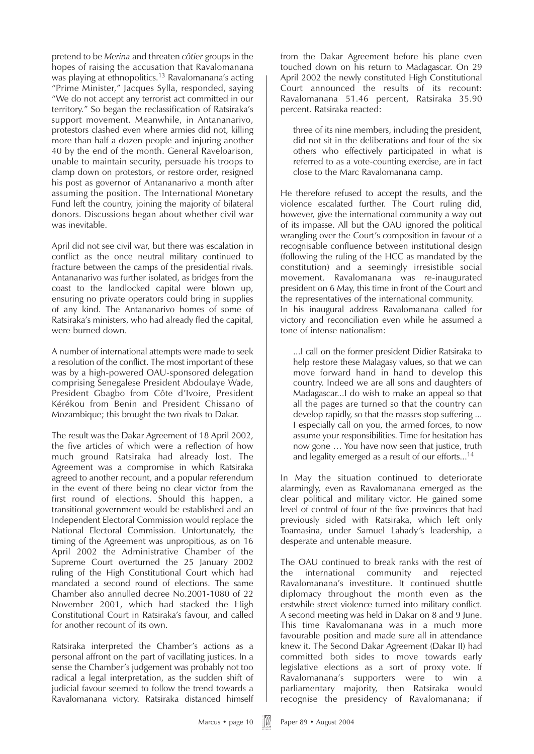pretend to be *Merina* and threaten *côtier* groups in the hopes of raising the accusation that Ravalomanana was playing at ethnopolitics.[13] Ravalomanana's acting "Prime Minister," Jacques Sylla, responded, saying "We do not accept any terrorist act committed in our territory." So began the reclassification of Ratsiraka's support movement. Meanwhile, in Antananarivo, protestors clashed even where armies did not, killing more than half a dozen people and injuring another 40 by the end of the month. General Raveloarison, unable to maintain security, persuade his troops to clamp down on protestors, or restore order, resigned his post as governor of Antananarivo a month after assuming the position. The International Monetary Fund left the country, joining the majority of bilateral donors. Discussions began about whether civil war was inevitable.

April did not see civil war, but there was escalation in conflict as the once neutral military continued to fracture between the camps of the presidential rivals. Antananarivo was further isolated, as bridges from the coast to the landlocked capital were blown up, ensuring no private operators could bring in supplies of any kind. The Antananarivo homes of some of Ratsiraka's ministers, who had already fled the capital, were burned down.

A number of international attempts were made to seek a resolution of the conflict. The most important of these was by a high-powered OAU-sponsored delegation comprising Senegalese President Abdoulaye Wade, President Gbagbo from Côte d'Ivoire, President Kérékou from Benin and President Chissano of Mozambique; this brought the two rivals to Dakar.

The result was the Dakar Agreement of 18 April 2002, the five articles of which were a reflection of how much ground Ratsiraka had already lost. The Agreement was a compromise in which Ratsiraka agreed to another recount, and a popular referendum in the event of there being no clear victor from the first round of elections. Should this happen, a transitional government would be established and an Independent Electoral Commission would replace the National Electoral Commission. Unfortunately, the timing of the Agreement was unpropitious, as on 16 April 2002 the Administrative Chamber of the Supreme Court overturned the 25 January 2002 ruling of the High Constitutional Court which had mandated a second round of elections. The same Chamber also annulled decree No.2001-1080 of 22 November 2001, which had stacked the High Constitutional Court in Ratsiraka's favour, and called for another recount of its own.

Ratsiraka interpreted the Chamber's actions as a personal affront on the part of vacillating justices. In a sense the Chamber's judgement was probably not too radical a legal interpretation, as the sudden shift of judicial favour seemed to follow the trend towards a Ravalomanana victory. Ratsiraka distanced himself from the Dakar Agreement before his plane even touched down on his return to Madagascar. On 29 April 2002 the newly constituted High Constitutional Court announced the results of its recount: Ravalomanana 51.46 percent, Ratsiraka 35.90 percent. Ratsiraka reacted:

> three of its nine members, including the president, did not sit in the deliberations and four of the six others who effectively participated in what is referred to as a vote-counting exercise, are in fact close to the Marc Ravalomanana camp.

He therefore refused to accept the results, and the violence escalated further. The Court ruling did, however, give the international community a way out of its impasse. All but the OAU ignored the political wrangling over the Court's composition in favour of a recognisable confluence between institutional design (following the ruling of the HCC as mandated by the constitution) and a seemingly irresistible social movement. Ravalomanana was re-inaugurated president on 6 May, this time in front of the Court and the representatives of the international community. In his inaugural address Ravalomanana called for victory and reconciliation even while he assumed a tone of intense nationalism:

> ...I call on the former president Didier Ratsiraka to help restore these Malagasy values, so that we can move forward hand in hand to develop this country. Indeed we are all sons and daughters of Madagascar...I do wish to make an appeal so that all the pages are turned so that the country can develop rapidly, so that the masses stop suffering ... I especially call on you, the armed forces, to now assume your responsibilities. Time for hesitation has now gone … You have now seen that justice, truth and legality emerged as a result of our efforts...[14]

In May the situation continued to deteriorate alarmingly, even as Ravalomanana emerged as the clear political and military victor. He gained some level of control of four of the five provinces that had previously sided with Ratsiraka, which left only Toamasina, under Samuel Lahady's leadership, a desperate and untenable measure.

The OAU continued to break ranks with the rest of the international community and rejected Ravalomanana's investiture. It continued shuttle diplomacy throughout the month even as the erstwhile street violence turned into military conflict. A second meeting was held in Dakar on 8 and 9 June. This time Ravalomanana was in a much more favourable position and made sure all in attendance knew it. The Second Dakar Agreement (Dakar II) had committed both sides to move towards early legislative elections as a sort of proxy vote. If Ravalomanana's supporters were to win a parliamentary majority, then Ratsiraka would recognise the presidency of Ravalomanana; if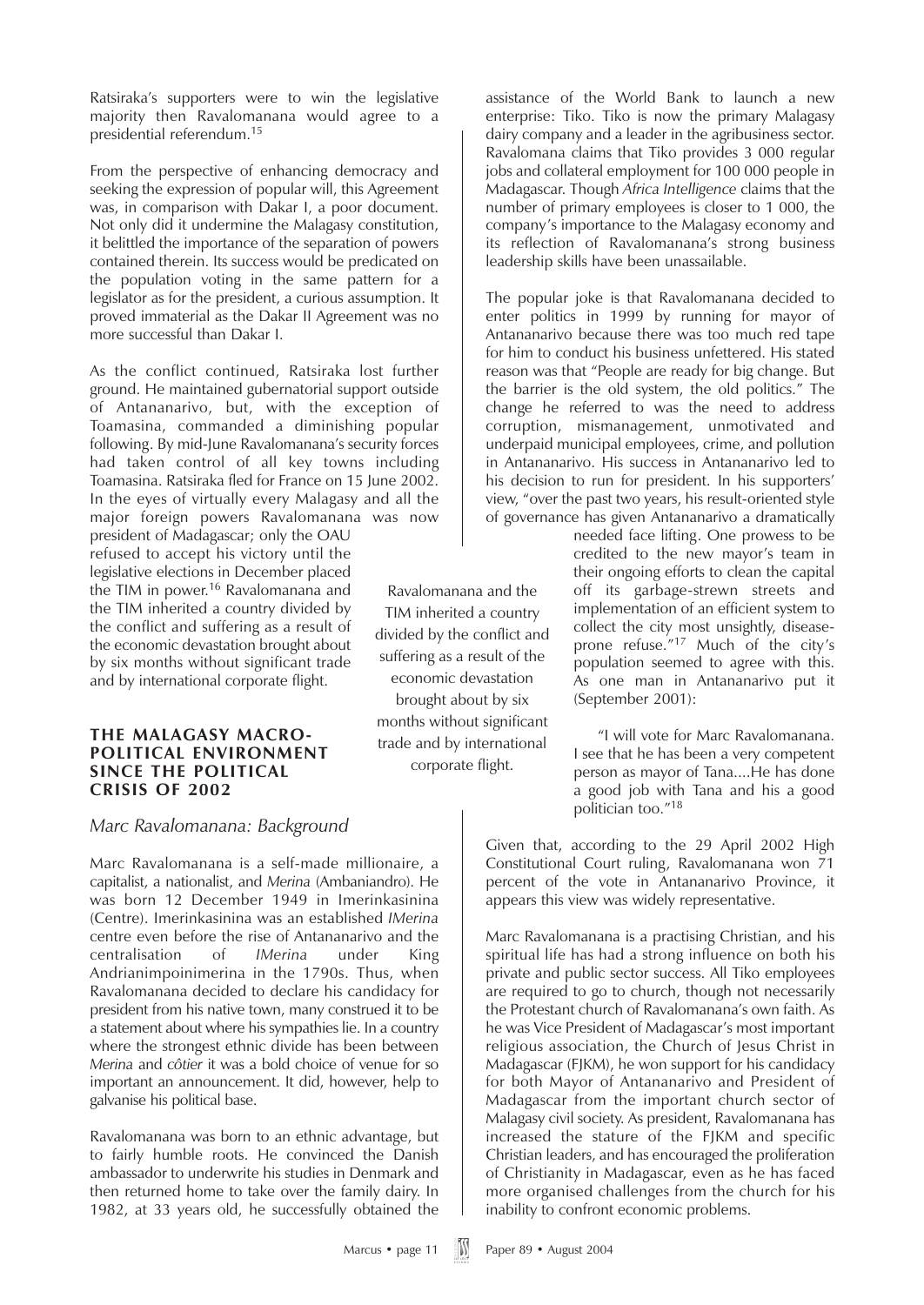Ratsiraka's supporters were to win the legislative majority then Ravalomanana would agree to a presidential referendum.[15]

From the perspective of enhancing democracy and seeking the expression of popular will, this Agreement was, in comparison with Dakar I, a poor document. Not only did it undermine the Malagasy constitution, it belittled the importance of the separation of powers contained therein. Its success would be predicated on the population voting in the same pattern for a legislator as for the president, a curious assumption. It proved immaterial as the Dakar II Agreement was no more successful than Dakar I.

As the conflict continued, Ratsiraka lost further ground. He maintained gubernatorial support outside of Antananarivo, but, with the exception of Toamasina, commanded a diminishing popular following. By mid-June Ravalomanana's security forces had taken control of all key towns including Toamasina. Ratsiraka fled for France on 15 June 2002. In the eyes of virtually every Malagasy and all the major foreign powers Ravalomanana was now president of Madagascar; only the OAU refused to accept his victory until the legislative elections in December placed the TIM in power.[16] Ravalomanana and the TIM inherited a country divided by the conflict and suffering as a result of the economic devastation brought about by six months without significant trade and by international corporate flight.

## THE MALAGASY MACRO-POLITICAL ENVIRONMENT SINCE THE POLITICAL CRISIS OF 2002

### *Marc Ravalomanana: Background*

Marc Ravalomanana is a self-made millionaire, a capitalist, a nationalist, and *Merina* (Ambaniandro). He was born 12 December 1949 in Imerinkasinina (Centre). Imerinkasinina was an established *IMerina* centre even before the rise of Antananarivo and the centralisation of *IMerina* under King Andrianimpoinimerina in the 1790s. Thus, when Ravalomanana decided to declare his candidacy for president from his native town, many construed it to be a statement about where his sympathies lie. In a country where the strongest ethnic divide has been between *Merina* and *côtier* it was a bold choice of venue for so important an announcement. It did, however, help to galvanise his political base.

Ravalomanana was born to an ethnic advantage, but to fairly humble roots. He convinced the Danish ambassador to underwrite his studies in Denmark and then returned home to take over the family dairy. In 1982, at 33 years old, he successfully obtained the assistance of the World Bank to launch a new enterprise: Tiko. Tiko is now the primary Malagasy dairy company and a leader in the agribusiness sector. Ravalomana claims that Tiko provides 3 000 regular jobs and collateral employment for 100 000 people in Madagascar. Though *Africa Intelligence* claims that the number of primary employees is closer to 1 000, the company's importance to the Malagasy economy and its reflection of Ravalomanana's strong business leadership skills have been unassailable.

The popular joke is that Ravalomanana decided to enter politics in 1999 by running for mayor of Antananarivo because there was too much red tape for him to conduct his business unfettered. His stated reason was that "People are ready for big change. But the barrier is the old system, the old politics." The change he referred to was the need to address corruption, mismanagement, unmotivated and underpaid municipal employees, crime, and pollution in Antananarivo. His success in Antananarivo led to his decision to run for president. In his supporters' view, "over the past two years, his result-oriented style of governance has given Antananarivo a dramatically needed face lifting. One prowess to be credited to the new mayor's team in their ongoing efforts to clean the capital off its garbage-strewn streets and implementation of an efficient system to collect the city most unsightly, disease-prone refuse."[17] Much of the city's population seemed to agree with this. As one man in Antananarivo put it (September 2001):

> "I will vote for Marc Ravalomanana. I see that he has been a very competent person as mayor of Tana....He has done a good job with Tana and his a good politician too."[18]

Given that, according to the 29 April 2002 High Constitutional Court ruling, Ravalomanana won 71 percent of the vote in Antananarivo Province, it appears this view was widely representative.

Marc Ravalomanana is a practising Christian, and his spiritual life has had a strong influence on both his private and public sector success. All Tiko employees are required to go to church, though not necessarily the Protestant church of Ravalomanana's own faith. As he was Vice President of Madagascar's most important religious association, the Church of Jesus Christ in Madagascar (FJKM), he won support for his candidacy for both Mayor of Antananarivo and President of Madagascar from the important church sector of Malagasy civil society. As president, Ravalomanana has increased the stature of the FJKM and specific Christian leaders, and has encouraged the proliferation of Christianity in Madagascar, even as he has faced more organised challenges from the church for his inability to confront economic problems.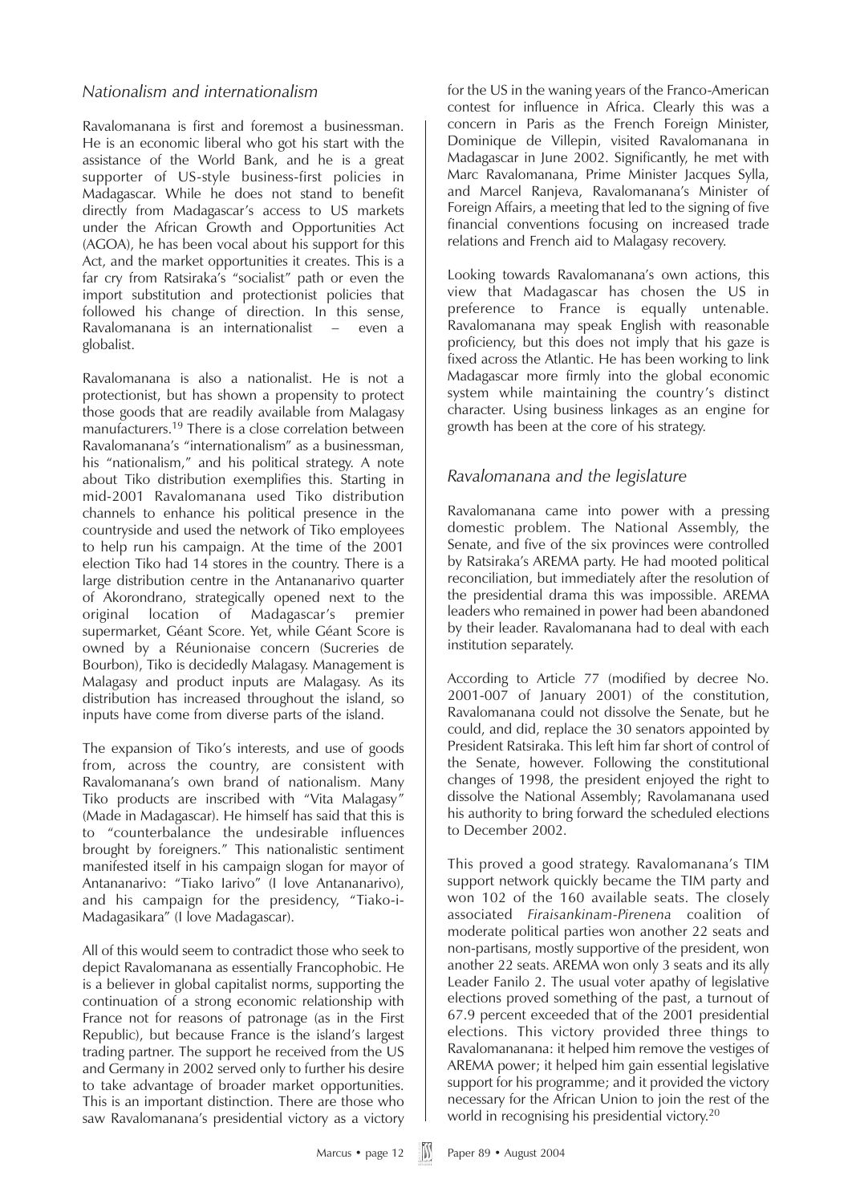## *Nationalism and internationalism*

Ravalomanana is first and foremost a businessman. He is an economic liberal who got his start with the assistance of the World Bank, and he is a great supporter of US-style business-first policies in Madagascar. While he does not stand to benefit directly from Madagascar's access to US markets under the African Growth and Opportunities Act (AGOA), he has been vocal about his support for this Act, and the market opportunities it creates. This is a far cry from Ratsiraka's "socialist" path or even the import substitution and protectionist policies that followed his change of direction. In this sense, Ravalomanana is an internationalist – even a globalist.

Ravalomanana is also a nationalist. He is not a protectionist, but has shown a propensity to protect those goods that are readily available from Malagasy manufacturers.[19] There is a close correlation between Ravalomanana's "internationalism" as a businessman, his "nationalism," and his political strategy. A note about Tiko distribution exemplifies this. Starting in mid-2001 Ravalomanana used Tiko distribution channels to enhance his political presence in the countryside and used the network of Tiko employees to help run his campaign. At the time of the 2001 election Tiko had 14 stores in the country. There is a large distribution centre in the Antananarivo quarter of Akorondrano, strategically opened next to the original location of Madagascar's premier supermarket, Géant Score. Yet, while Géant Score is owned by a Réunionaise concern (Sucreries de Bourbon), Tiko is decidedly Malagasy. Management is Malagasy and product inputs are Malagasy. As its distribution has increased throughout the island, so inputs have come from diverse parts of the island.

The expansion of Tiko's interests, and use of goods from, across the country, are consistent with Ravalomanana's own brand of nationalism. Many Tiko products are inscribed with "Vita Malagasy" (Made in Madagascar). He himself has said that this is to "counterbalance the undesirable influences brought by foreigners." This nationalistic sentiment manifested itself in his campaign slogan for mayor of Antananarivo: "Tiako Iarivo" (I love Antananarivo), and his campaign for the presidency, "Tiako-i-Madagasikara" (I love Madagascar).

All of this would seem to contradict those who seek to depict Ravalomanana as essentially Francophobic. He is a believer in global capitalist norms, supporting the continuation of a strong economic relationship with France not for reasons of patronage (as in the First Republic), but because France is the island's largest trading partner. The support he received from the US and Germany in 2002 served only to further his desire to take advantage of broader market opportunities. This is an important distinction. There are those who saw Ravalomanana's presidential victory as a victory for the US in the waning years of the Franco-American contest for influence in Africa. Clearly this was a concern in Paris as the French Foreign Minister, Dominique de Villepin, visited Ravalomanana in Madagascar in June 2002. Significantly, he met with Marc Ravalomanana, Prime Minister Jacques Sylla, and Marcel Ranjeva, Ravalomanana's Minister of Foreign Affairs, a meeting that led to the signing of five financial conventions focusing on increased trade relations and French aid to Malagasy recovery.

Looking towards Ravalomanana's own actions, this view that Madagascar has chosen the US in preference to France is equally untenable. Ravalomanana may speak English with reasonable proficiency, but this does not imply that his gaze is fixed across the Atlantic. He has been working to link Madagascar more firmly into the global economic system while maintaining the country's distinct character. Using business linkages as an engine for growth has been at the core of his strategy.

## *Ravalomanana and the legislature*

Ravalomanana came into power with a pressing domestic problem. The National Assembly, the Senate, and five of the six provinces were controlled by Ratsiraka's AREMA party. He had mooted political reconciliation, but immediately after the resolution of the presidential drama this was impossible. AREMA leaders who remained in power had been abandoned by their leader. Ravalomanana had to deal with each institution separately.

According to Article 77 (modified by decree No. 2001-007 of January 2001) of the constitution, Ravalomanana could not dissolve the Senate, but he could, and did, replace the 30 senators appointed by President Ratsiraka. This left him far short of control of the Senate, however. Following the constitutional changes of 1998, the president enjoyed the right to dissolve the National Assembly; Ravolamanana used his authority to bring forward the scheduled elections to December 2002.

This proved a good strategy. Ravalomanana's TIM support network quickly became the TIM party and won 102 of the 160 available seats. The closely associated *Firaisankinam-Pirenena* coalition of moderate political parties won another 22 seats and non-partisans, mostly supportive of the president, won another 22 seats. AREMA won only 3 seats and its ally Leader Fanilo 2. The usual voter apathy of legislative elections proved something of the past, a turnout of 67.9 percent exceeded that of the 2001 presidential elections. This victory provided three things to Ravalomananana: it helped him remove the vestiges of AREMA power; it helped him gain essential legislative support for his programme; and it provided the victory necessary for the African Union to join the rest of the world in recognising his presidential victory.[20]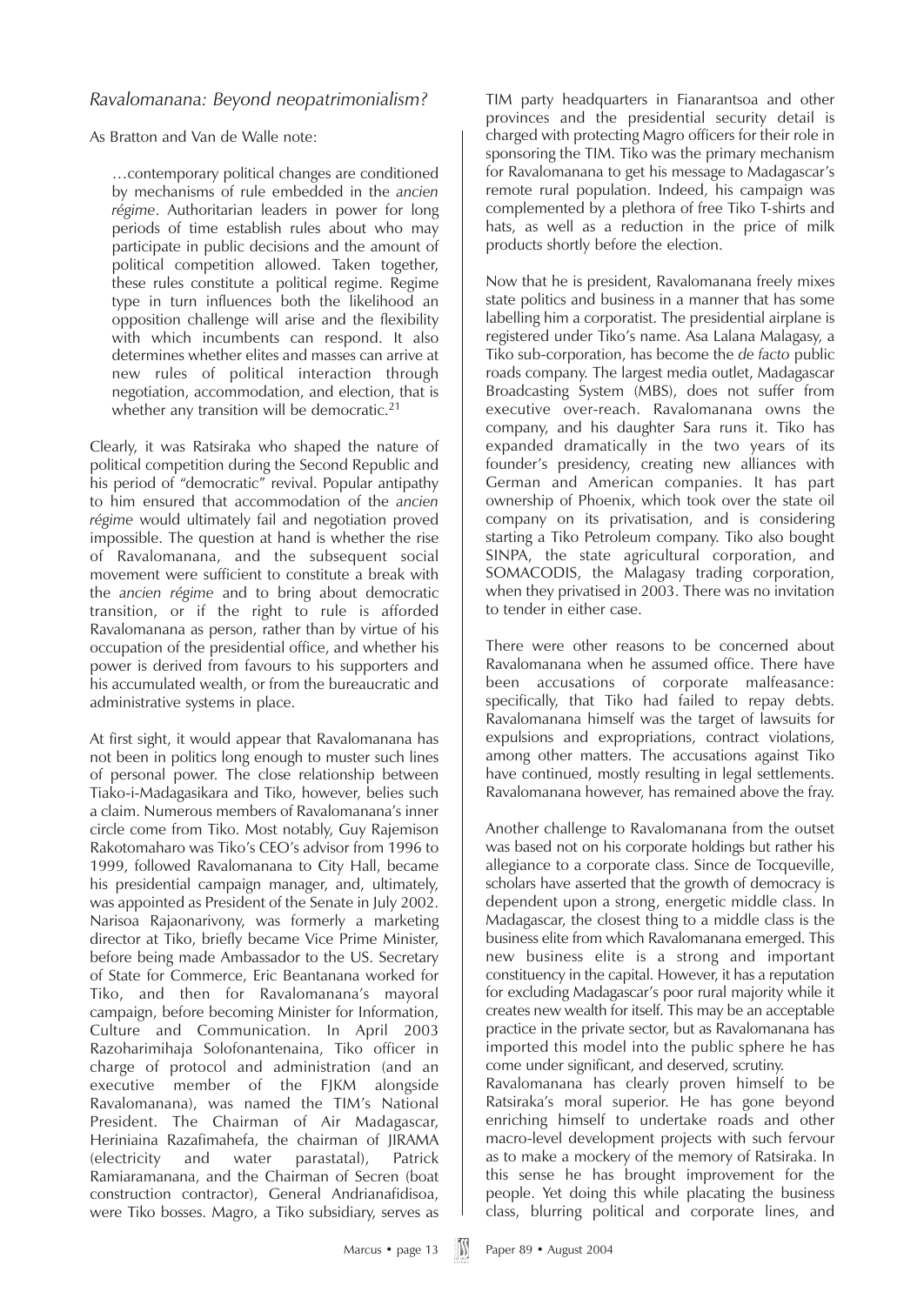## *Ravalomanana: Beyond neopatrimonialism?*

As Bratton and Van de Walle note:

> …contemporary political changes are conditioned by mechanisms of rule embedded in the *ancien régime*. Authoritarian leaders in power for long periods of time establish rules about who may participate in public decisions and the amount of political competition allowed. Taken together, these rules constitute a political regime. Regime type in turn influences both the likelihood an opposition challenge will arise and the flexibility with which incumbents can respond. It also determines whether elites and masses can arrive at new rules of political interaction through negotiation, accommodation, and election, that is whether any transition will be democratic.[21]

Clearly, it was Ratsiraka who shaped the nature of political competition during the Second Republic and his period of "democratic" revival. Popular antipathy to him ensured that accommodation of the *ancien régime* would ultimately fail and negotiation proved impossible. The question at hand is whether the rise of Ravalomanana, and the subsequent social movement were sufficient to constitute a break with the *ancien régime* and to bring about democratic transition, or if the right to rule is afforded Ravalomanana as person, rather than by virtue of his occupation of the presidential office, and whether his power is derived from favours to his supporters and his accumulated wealth, or from the bureaucratic and administrative systems in place.

At first sight, it would appear that Ravalomanana has not been in politics long enough to muster such lines of personal power. The close relationship between Tiako-i-Madagasikara and Tiko, however, belies such a claim. Numerous members of Ravalomanana's inner circle come from Tiko. Most notably, Guy Rajemison Rakotomaharo was Tiko's CEO's advisor from 1996 to 1999, followed Ravalomanana to City Hall, became his presidential campaign manager, and, ultimately, was appointed as President of the Senate in July 2002. Narisoa Rajaonarivony, was formerly a marketing director at Tiko, briefly became Vice Prime Minister, before being made Ambassador to the US. Secretary of State for Commerce, Eric Beantanana worked for Tiko, and then for Ravalomanana's mayoral campaign, before becoming Minister for Information, Culture and Communication. In April 2003 Razoharimihaja Solofonantenaina, Tiko officer in charge of protocol and administration (and an executive member of the FJKM alongside Ravalomanana), was named the TIM's National President. The Chairman of Air Madagascar, Heriniaina Razafimahefa, the chairman of JIRAMA (electricity and water parastatal), Patrick Ramiaramanana, and the Chairman of Secren (boat construction contractor), General Andrianafidisoa, were Tiko bosses. Magro, a Tiko subsidiary, serves as TIM party headquarters in Fianarantsoa and other provinces and the presidential security detail is charged with protecting Magro officers for their role in sponsoring the TIM. Tiko was the primary mechanism for Ravalomanana to get his message to Madagascar's remote rural population. Indeed, his campaign was complemented by a plethora of free Tiko T-shirts and hats, as well as a reduction in the price of milk products shortly before the election.

Now that he is president, Ravalomanana freely mixes state politics and business in a manner that has some labelling him a corporatist. The presidential airplane is registered under Tiko's name. Asa Lalana Malagasy, a Tiko sub-corporation, has become the *de facto* public roads company. The largest media outlet, Madagascar Broadcasting System (MBS), does not suffer from executive over-reach. Ravalomanana owns the company, and his daughter Sara runs it. Tiko has expanded dramatically in the two years of its founder's presidency, creating new alliances with German and American companies. It has part ownership of Phoenix, which took over the state oil company on its privatisation, and is considering starting a Tiko Petroleum company. Tiko also bought SINPA, the state agricultural corporation, and SOMACODIS, the Malagasy trading corporation, when they privatised in 2003. There was no invitation to tender in either case.

There were other reasons to be concerned about Ravalomanana when he assumed office. There have been accusations of corporate malfeasance: specifically, that Tiko had failed to repay debts. Ravalomanana himself was the target of lawsuits for expulsions and expropriations, contract violations, among other matters. The accusations against Tiko have continued, mostly resulting in legal settlements. Ravalomanana however, has remained above the fray.

Another challenge to Ravalomanana from the outset was based not on his corporate holdings but rather his allegiance to a corporate class. Since de Tocqueville, scholars have asserted that the growth of democracy is dependent upon a strong, energetic middle class. In Madagascar, the closest thing to a middle class is the business elite from which Ravalomanana emerged. This new business elite is a strong and important constituency in the capital. However, it has a reputation for excluding Madagascar's poor rural majority while it creates new wealth for itself. This may be an acceptable practice in the private sector, but as Ravalomanana has imported this model into the public sphere he has come under significant, and deserved, scrutiny.

Ravalomanana has clearly proven himself to be Ratsiraka's moral superior. He has gone beyond enriching himself to undertake roads and other macro-level development projects with such fervour as to make a mockery of the memory of Ratsiraka. In this sense he has brought improvement for the people. Yet doing this while placating the business class, blurring political and corporate lines, and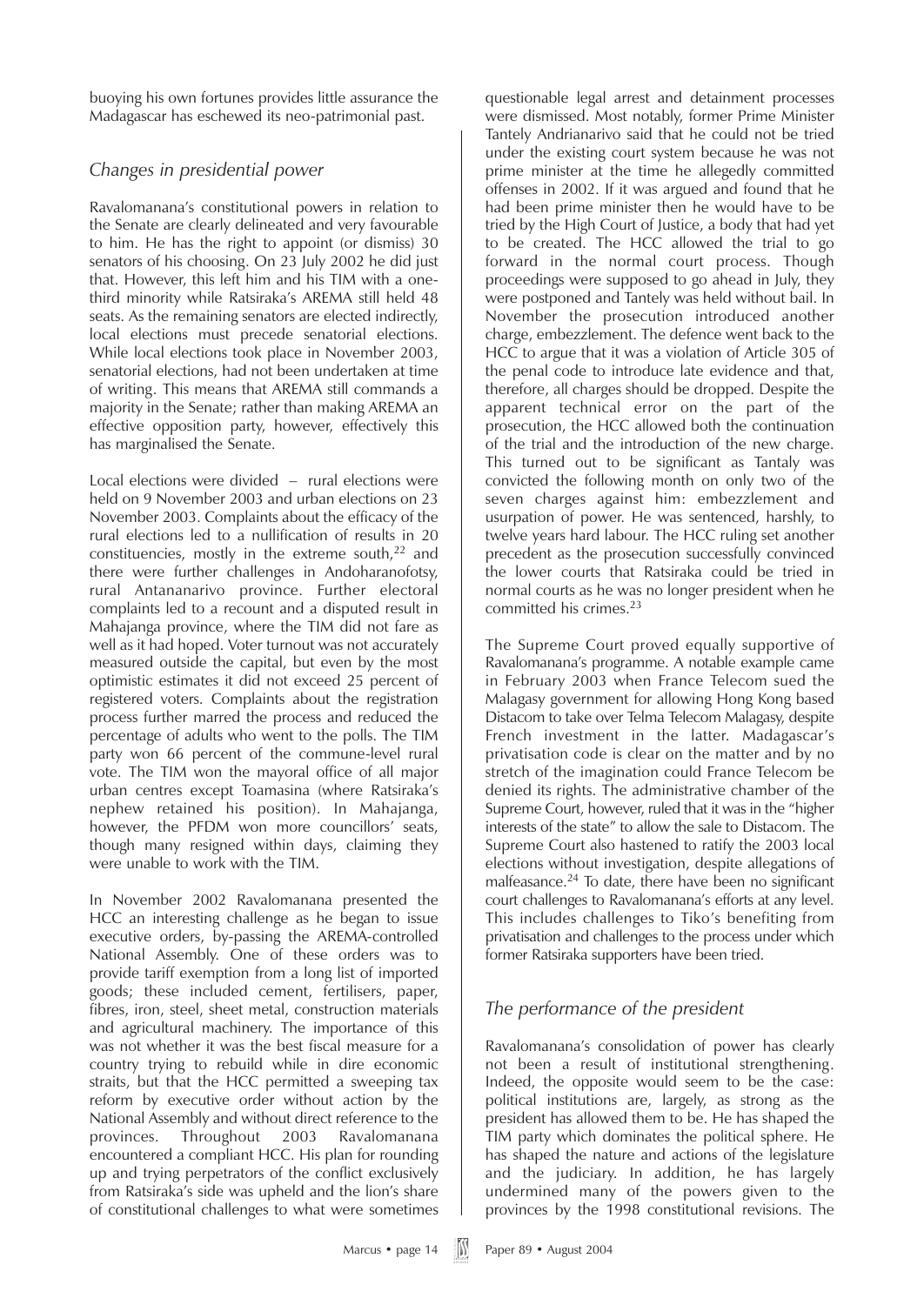buoying his own fortunes provides little assurance the Madagascar has eschewed its neo-patrimonial past.

## *Changes in presidential power*

Ravalomanana's constitutional powers in relation to the Senate are clearly delineated and very favourable to him. He has the right to appoint (or dismiss) 30 senators of his choosing. On 23 July 2002 he did just that. However, this left him and his TIM with a one-third minority while Ratsiraka's AREMA still held 48 seats. As the remaining senators are elected indirectly, local elections must precede senatorial elections. While local elections took place in November 2003, senatorial elections, had not been undertaken at time of writing. This means that AREMA still commands a majority in the Senate; rather than making AREMA an effective opposition party, however, effectively this has marginalised the Senate.

Local elections were divided – rural elections were held on 9 November 2003 and urban elections on 23 November 2003. Complaints about the efficacy of the rural elections led to a nullification of results in 20 constituencies, mostly in the extreme south,[22] and there were further challenges in Andoharanofotsy, rural Antananarivo province. Further electoral complaints led to a recount and a disputed result in Mahajanga province, where the TIM did not fare as well as it had hoped. Voter turnout was not accurately measured outside the capital, but even by the most optimistic estimates it did not exceed 25 percent of registered voters. Complaints about the registration process further marred the process and reduced the percentage of adults who went to the polls. The TIM party won 66 percent of the commune-level rural vote. The TIM won the mayoral office of all major urban centres except Toamasina (where Ratsiraka's nephew retained his position). In Mahajanga, however, the PFDM won more councillors' seats, though many resigned within days, claiming they were unable to work with the TIM.

In November 2002 Ravalomanana presented the HCC an interesting challenge as he began to issue executive orders, by-passing the AREMA-controlled National Assembly. One of these orders was to provide tariff exemption from a long list of imported goods; these included cement, fertilisers, paper, fibres, iron, steel, sheet metal, construction materials and agricultural machinery. The importance of this was not whether it was the best fiscal measure for a country trying to rebuild while in dire economic straits, but that the HCC permitted a sweeping tax reform by executive order without action by the National Assembly and without direct reference to the provinces. Throughout 2003 Ravalomanana encountered a compliant HCC. His plan for rounding up and trying perpetrators of the conflict exclusively from Ratsiraka's side was upheld and the lion's share of constitutional challenges to what were sometimes questionable legal arrest and detainment processes were dismissed. Most notably, former Prime Minister Tantely Andrianarivo said that he could not be tried under the existing court system because he was not prime minister at the time he allegedly committed offenses in 2002. If it was argued and found that he had been prime minister then he would have to be tried by the High Court of Justice, a body that had yet to be created. The HCC allowed the trial to go forward in the normal court process. Though proceedings were supposed to go ahead in July, they were postponed and Tantely was held without bail. In November the prosecution introduced another charge, embezzlement. The defence went back to the HCC to argue that it was a violation of Article 305 of the penal code to introduce late evidence and that, therefore, all charges should be dropped. Despite the apparent technical error on the part of the prosecution, the HCC allowed both the continuation of the trial and the introduction of the new charge. This turned out to be significant as Tantaly was convicted the following month on only two of the seven charges against him: embezzlement and usurpation of power. He was sentenced, harshly, to twelve years hard labour. The HCC ruling set another precedent as the prosecution successfully convinced the lower courts that Ratsiraka could be tried in normal courts as he was no longer president when he committed his crimes.[23]

The Supreme Court proved equally supportive of Ravalomanana's programme. A notable example came in February 2003 when France Telecom sued the Malagasy government for allowing Hong Kong based Distacom to take over Telma Telecom Malagasy, despite French investment in the latter. Madagascar's privatisation code is clear on the matter and by no stretch of the imagination could France Telecom be denied its rights. The administrative chamber of the Supreme Court, however, ruled that it was in the "higher interests of the state" to allow the sale to Distacom. The Supreme Court also hastened to ratify the 2003 local elections without investigation, despite allegations of malfeasance.[24] To date, there have been no significant court challenges to Ravalomanana's efforts at any level. This includes challenges to Tiko's benefiting from privatisation and challenges to the process under which former Ratsiraka supporters have been tried.

## *The performance of the president*

Ravalomanana's consolidation of power has clearly not been a result of institutional strengthening. Indeed, the opposite would seem to be the case: political institutions are, largely, as strong as the president has allowed them to be. He has shaped the TIM party which dominates the political sphere. He has shaped the nature and actions of the legislature and the judiciary. In addition, he has largely undermined many of the powers given to the provinces by the 1998 constitutional revisions. The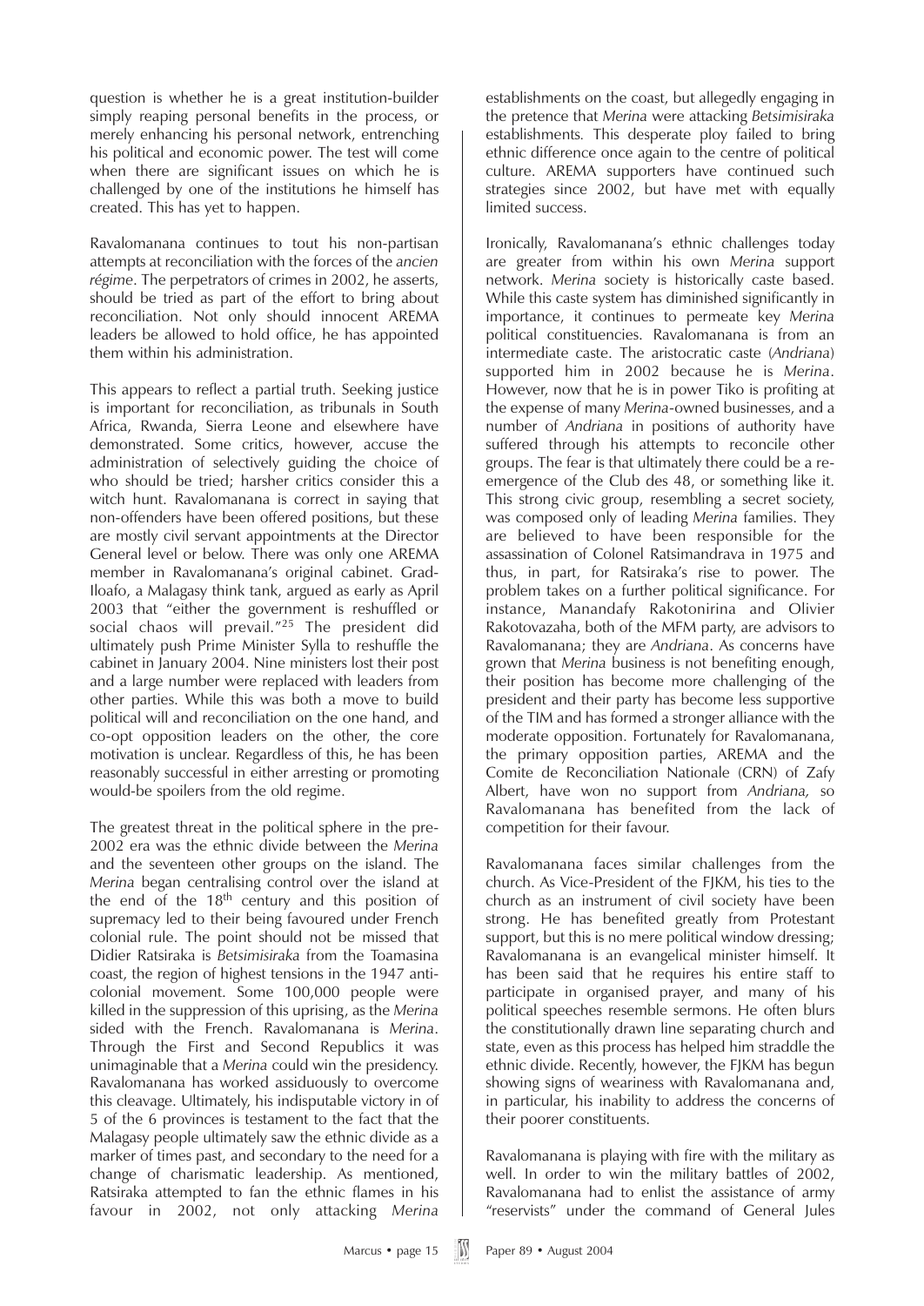question is whether he is a great institution-builder simply reaping personal benefits in the process, or merely enhancing his personal network, entrenching his political and economic power. The test will come when there are significant issues on which he is challenged by one of the institutions he himself has created. This has yet to happen.

Ravalomanana continues to tout his non-partisan attempts at reconciliation with the forces of the *ancien régime*. The perpetrators of crimes in 2002, he asserts, should be tried as part of the effort to bring about reconciliation. Not only should innocent AREMA leaders be allowed to hold office, he has appointed them within his administration.

This appears to reflect a partial truth. Seeking justice is important for reconciliation, as tribunals in South Africa, Rwanda, Sierra Leone and elsewhere have demonstrated. Some critics, however, accuse the administration of selectively guiding the choice of who should be tried; harsher critics consider this a witch hunt. Ravalomanana is correct in saying that non-offenders have been offered positions, but these are mostly civil servant appointments at the Director General level or below. There was only one AREMA member in Ravalomanana's original cabinet. Grad-Iloafo, a Malagasy think tank, argued as early as April 2003 that "either the government is reshuffled or social chaos will prevail."[25] The president did ultimately push Prime Minister Sylla to reshuffle the cabinet in January 2004. Nine ministers lost their post and a large number were replaced with leaders from other parties. While this was both a move to build political will and reconciliation on the one hand, and co-opt opposition leaders on the other, the core motivation is unclear. Regardless of this, he has been reasonably successful in either arresting or promoting would-be spoilers from the old regime.

The greatest threat in the political sphere in the pre-2002 era was the ethnic divide between the *Merina* and the seventeen other groups on the island. The *Merina* began centralising control over the island at the end of the 18th century and this position of supremacy led to their being favoured under French colonial rule. The point should not be missed that Didier Ratsiraka is *Betsimisiraka* from the Toamasina coast, the region of highest tensions in the 1947 anti-colonial movement. Some 100,000 people were killed in the suppression of this uprising, as the *Merina* sided with the French. Ravalomanana is *Merina*. Through the First and Second Republics it was unimaginable that a *Merina* could win the presidency. Ravalomanana has worked assiduously to overcome this cleavage. Ultimately, his indisputable victory in of 5 of the 6 provinces is testament to the fact that the Malagasy people ultimately saw the ethnic divide as a marker of times past, and secondary to the need for a change of charismatic leadership. As mentioned, Ratsiraka attempted to fan the ethnic flames in his favour in 2002, not only attacking *Merina* establishments on the coast, but allegedly engaging in the pretence that *Merina* were attacking *Betsimisiraka* establishments. This desperate ploy failed to bring ethnic difference once again to the centre of political culture. AREMA supporters have continued such strategies since 2002, but have met with equally limited success.

Ironically, Ravalomanana's ethnic challenges today are greater from within his own *Merina* support network. *Merina* society is historically caste based. While this caste system has diminished significantly in importance, it continues to permeate key *Merina* political constituencies. Ravalomanana is from an intermediate caste. The aristocratic caste (*Andriana*) supported him in 2002 because he is *Merina*. However, now that he is in power Tiko is profiting at the expense of many *Merina*-owned businesses, and a number of *Andriana* in positions of authority have suffered through his attempts to reconcile other groups. The fear is that ultimately there could be a re-emergence of the Club des 48, or something like it. This strong civic group, resembling a secret society, was composed only of leading *Merina* families. They are believed to have been responsible for the assassination of Colonel Ratsimandrava in 1975 and thus, in part, for Ratsiraka's rise to power. The problem takes on a further political significance. For instance, Manandafy Rakotonirina and Olivier Rakotovazaha, both of the MFM party, are advisors to Ravalomanana; they are *Andriana*. As concerns have grown that *Merina* business is not benefiting enough, their position has become more challenging of the president and their party has become less supportive of the TIM and has formed a stronger alliance with the moderate opposition. Fortunately for Ravalomanana, the primary opposition parties, AREMA and the Comite de Reconciliation Nationale (CRN) of Zafy Albert, have won no support from *Andriana,* so Ravalomanana has benefited from the lack of competition for their favour.

Ravalomanana faces similar challenges from the church. As Vice-President of the FJKM, his ties to the church as an instrument of civil society have been strong. He has benefited greatly from Protestant support, but this is no mere political window dressing; Ravalomanana is an evangelical minister himself. It has been said that he requires his entire staff to participate in organised prayer, and many of his political speeches resemble sermons. He often blurs the constitutionally drawn line separating church and state, even as this process has helped him straddle the ethnic divide. Recently, however, the FJKM has begun showing signs of weariness with Ravalomanana and, in particular, his inability to address the concerns of their poorer constituents.

Ravalomanana is playing with fire with the military as well. In order to win the military battles of 2002, Ravalomanana had to enlist the assistance of army "reservists" under the command of General Jules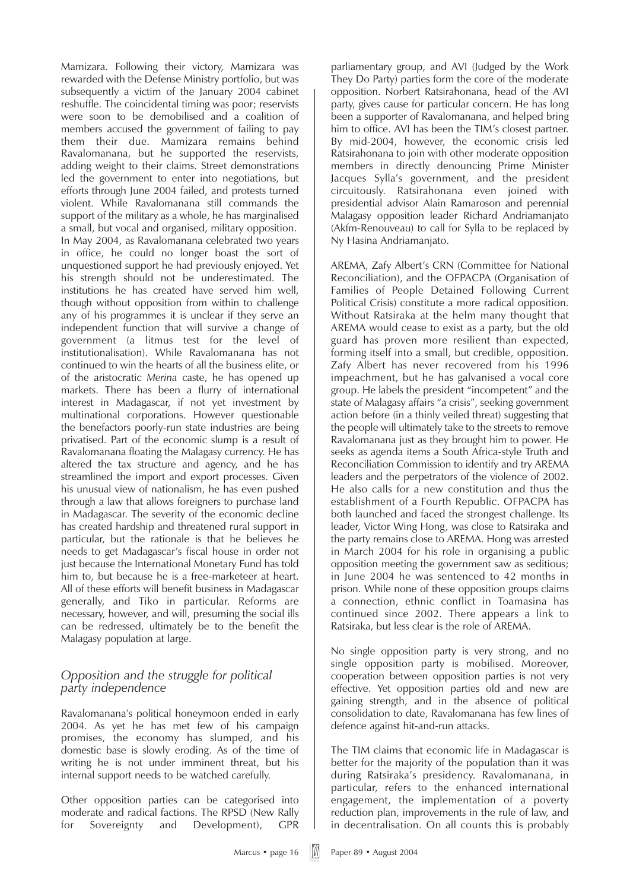Mamizara. Following their victory, Mamizara was rewarded with the Defense Ministry portfolio, but was subsequently a victim of the January 2004 cabinet reshuffle. The coincidental timing was poor; reservists were soon to be demobilised and a coalition of members accused the government of failing to pay them their due. Mamizara remains behind Ravalomanana, but he supported the reservists, adding weight to their claims. Street demonstrations led the government to enter into negotiations, but efforts through June 2004 failed, and protests turned violent. While Ravalomanana still commands the support of the military as a whole, he has marginalised a small, but vocal and organised, military opposition. In May 2004, as Ravalomanana celebrated two years in office, he could no longer boast the sort of unquestioned support he had previously enjoyed. Yet his strength should not be underestimated. The institutions he has created have served him well, though without opposition from within to challenge any of his programmes it is unclear if they serve an independent function that will survive a change of government (a litmus test for the level of institutionalisation). While Ravalomanana has not continued to win the hearts of all the business elite, or of the aristocratic *Merina* caste, he has opened up markets. There has been a flurry of international interest in Madagascar, if not yet investment by multinational corporations. However questionable the benefactors poorly-run state industries are being privatised. Part of the economic slump is a result of Ravalomanana floating the Malagasy currency. He has altered the tax structure and agency, and he has streamlined the import and export processes. Given his unusual view of nationalism, he has even pushed through a law that allows foreigners to purchase land in Madagascar. The severity of the economic decline has created hardship and threatened rural support in particular, but the rationale is that he believes he needs to get Madagascar's fiscal house in order not just because the International Monetary Fund has told him to, but because he is a free-marketeer at heart. All of these efforts will benefit business in Madagascar generally, and Tiko in particular. Reforms are necessary, however, and will, presuming the social ills can be redressed, ultimately be to the benefit the Malagasy population at large.

## *Opposition and the struggle for political party independence*

Ravalomanana's political honeymoon ended in early 2004. As yet he has met few of his campaign promises, the economy has slumped, and his domestic base is slowly eroding. As of the time of writing he is not under imminent threat, but his internal support needs to be watched carefully.

Other opposition parties can be categorised into moderate and radical factions. The RPSD (New Rally for Sovereignty and Development), GPR parliamentary group, and AVI (Judged by the Work They Do Party) parties form the core of the moderate opposition. Norbert Ratsirahonana, head of the AVI party, gives cause for particular concern. He has long been a supporter of Ravalomanana, and helped bring him to office. AVI has been the TIM's closest partner. By mid-2004, however, the economic crisis led Ratsirahonana to join with other moderate opposition members in directly denouncing Prime Minister Jacques Sylla's government, and the president circuitously. Ratsirahonana even joined with presidential advisor Alain Ramaroson and perennial Malagasy opposition leader Richard Andriamanjato (Akfm-Renouveau) to call for Sylla to be replaced by Ny Hasina Andriamanjato.

AREMA, Zafy Albert's CRN (Committee for National Reconciliation), and the OFPACPA (Organisation of Families of People Detained Following Current Political Crisis) constitute a more radical opposition. Without Ratsiraka at the helm many thought that AREMA would cease to exist as a party, but the old guard has proven more resilient than expected, forming itself into a small, but credible, opposition. Zafy Albert has never recovered from his 1996 impeachment, but he has galvanised a vocal core group. He labels the president "incompetent" and the state of Malagasy affairs "a crisis", seeking government action before (in a thinly veiled threat) suggesting that the people will ultimately take to the streets to remove Ravalomanana just as they brought him to power. He seeks as agenda items a South Africa-style Truth and Reconciliation Commission to identify and try AREMA leaders and the perpetrators of the violence of 2002. He also calls for a new constitution and thus the establishment of a Fourth Republic. OFPACPA has both launched and faced the strongest challenge. Its leader, Victor Wing Hong, was close to Ratsiraka and the party remains close to AREMA. Hong was arrested in March 2004 for his role in organising a public opposition meeting the government saw as seditious; in June 2004 he was sentenced to 42 months in prison. While none of these opposition groups claims a connection, ethnic conflict in Toamasina has continued since 2002. There appears a link to Ratsiraka, but less clear is the role of AREMA.

No single opposition party is very strong, and no single opposition party is mobilised. Moreover, cooperation between opposition parties is not very effective. Yet opposition parties old and new are gaining strength, and in the absence of political consolidation to date, Ravalomanana has few lines of defence against hit-and-run attacks.

The TIM claims that economic life in Madagascar is better for the majority of the population than it was during Ratsiraka's presidency. Ravalomanana, in particular, refers to the enhanced international engagement, the implementation of a poverty reduction plan, improvements in the rule of law, and in decentralisation. On all counts this is probably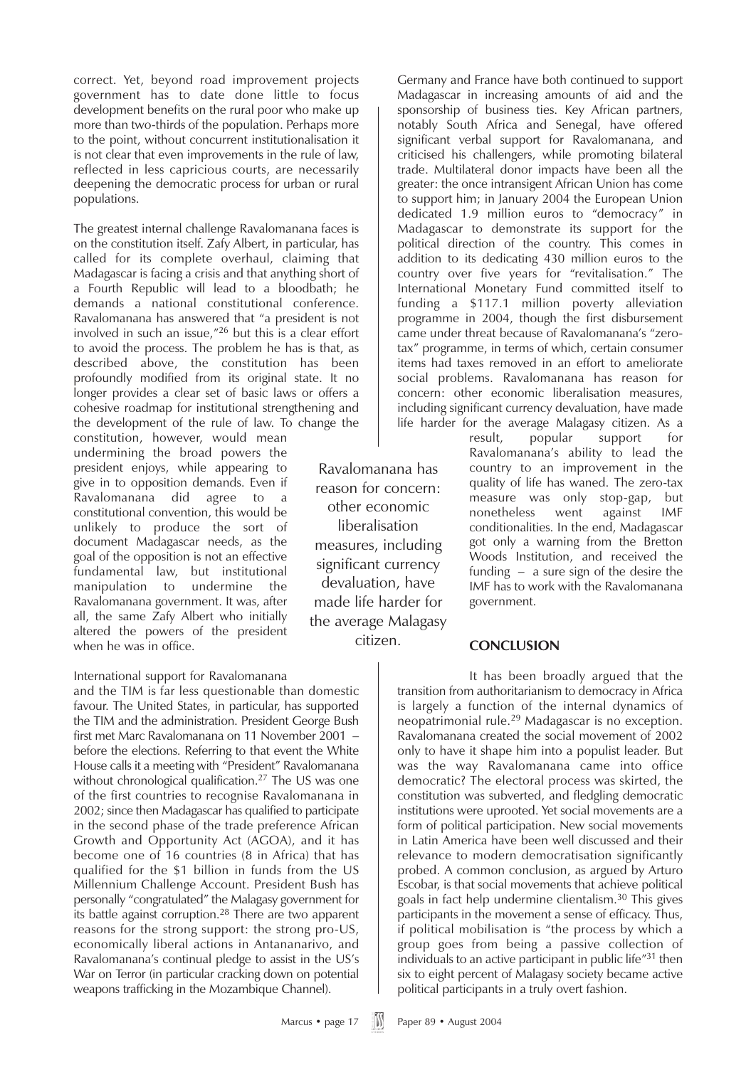correct. Yet, beyond road improvement projects government has to date done little to focus development benefits on the rural poor who make up more than two-thirds of the population. Perhaps more to the point, without concurrent institutionalisation it is not clear that even improvements in the rule of law, reflected in less capricious courts, are necessarily deepening the democratic process for urban or rural populations.

The greatest internal challenge Ravalomanana faces is on the constitution itself. Zafy Albert, in particular, has called for its complete overhaul, claiming that Madagascar is facing a crisis and that anything short of a Fourth Republic will lead to a bloodbath; he demands a national constitutional conference. Ravalomanana has answered that "a president is not involved in such an issue,"[26] but this is a clear effort to avoid the process. The problem he has is that, as described above, the constitution has been profoundly modified from its original state. It no longer provides a clear set of basic laws or offers a cohesive roadmap for institutional strengthening and the development of the rule of law. To change the constitution, however, would mean undermining the broad powers the president enjoys, while appearing to give in to opposition demands. Even if Ravalomanana did agree to a constitutional convention, this would be unlikely to produce the sort of document Madagascar needs, as the goal of the opposition is not an effective fundamental law, but institutional manipulation to undermine the Ravalomanana government. It was, after all, the same Zafy Albert who initially altered the powers of the president when he was in office.

International support for Ravalomanana and the TIM is far less questionable than domestic favour. The United States, in particular, has supported the TIM and the administration. President George Bush first met Marc Ravalomanana on 11 November 2001 – before the elections. Referring to that event the White House calls it a meeting with "President" Ravalomanana without chronological qualification.[27] The US was one of the first countries to recognise Ravalomanana in 2002; since then Madagascar has qualified to participate in the second phase of the trade preference African Growth and Opportunity Act (AGOA), and it has become one of 16 countries (8 in Africa) that has qualified for the $1 billion in funds from the US Millennium Challenge Account. President Bush has personally "congratulated" the Malagasy government for its battle against corruption.[28] There are two apparent reasons for the strong support: the strong pro-US, economically liberal actions in Antananarivo, and Ravalomanana's continual pledge to assist in the US's War on Terror (in particular cracking down on potential weapons trafficking in the Mozambique Channel).

Germany and France have both continued to support Madagascar in increasing amounts of aid and the sponsorship of business ties. Key African partners, notably South Africa and Senegal, have offered significant verbal support for Ravalomanana, and criticised his challengers, while promoting bilateral trade. Multilateral donor impacts have been all the greater: the once intransigent African Union has come to support him; in January 2004 the European Union dedicated 1.9 million euros to "democracy" in Madagascar to demonstrate its support for the political direction of the country. This comes in addition to its dedicating 430 million euros to the country over five years for "revitalisation." The International Monetary Fund committed itself to funding a $117.1 million poverty alleviation programme in 2004, though the first disbursement came under threat because of Ravalomanana's "zero-tax" programme, in terms of which, certain consumer items had taxes removed in an effort to ameliorate social problems. Ravalomanana has reason for concern: other economic liberalisation measures, including significant currency devaluation, have made life harder for the average Malagasy citizen. As a result, popular support for Ravalomanana's ability to lead the country to an improvement in the quality of life has waned. The zero-tax measure was only stop-gap, but nonetheless went against IMF conditionalities. In the end, Madagascar got only a warning from the Bretton Woods Institution, and received the funding – a sure sign of the desire the IMF has to work with the Ravalomanana government.

> Ravalomanana has reason for concern: other economic liberalisation measures, including significant currency devaluation, have made life harder for the average Malagasy citizen.

## CONCLUSION

It has been broadly argued that the transition from authoritarianism to democracy in Africa is largely a function of the internal dynamics of neopatrimonial rule.[29] Madagascar is no exception. Ravalomanana created the social movement of 2002 only to have it shape him into a populist leader. But was the way Ravalomanana came into office democratic? The electoral process was skirted, the constitution was subverted, and fledgling democratic institutions were uprooted. Yet social movements are a form of political participation. New social movements in Latin America have been well discussed and their relevance to modern democratisation significantly probed. A common conclusion, as argued by Arturo Escobar, is that social movements that achieve political goals in fact help undermine clientalism.[30] This gives participants in the movement a sense of efficacy. Thus, if political mobilisation is "the process by which a group goes from being a passive collection of individuals to an active participant in public life"[31] then six to eight percent of Malagasy society became active political participants in a truly overt fashion.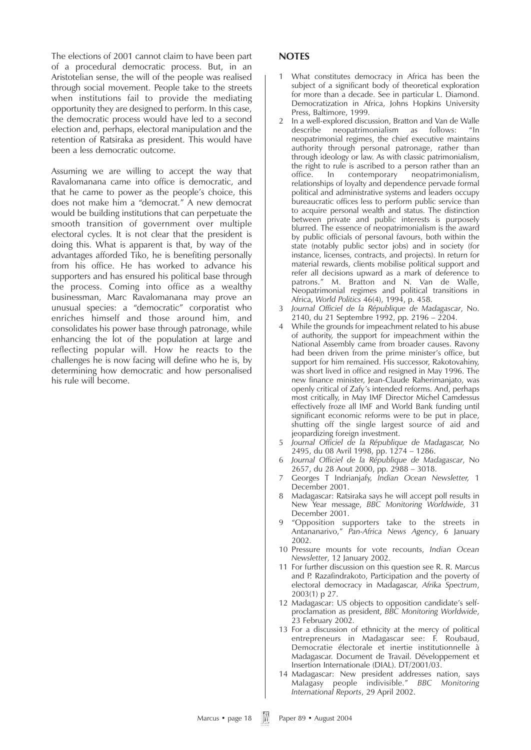The elections of 2001 cannot claim to have been part of a procedural democratic process. But, in an Aristotelian sense, the will of the people was realised through social movement. People take to the streets when institutions fail to provide the mediating opportunity they are designed to perform. In this case, the democratic process would have led to a second election and, perhaps, electoral manipulation and the retention of Ratsiraka as president. This would have been a less democratic outcome.

Assuming we are willing to accept the way that Ravalomanana came into office is democratic, and that he came to power as the people's choice, this does not make him a "democrat." A new democrat would be building institutions that can perpetuate the smooth transition of government over multiple electoral cycles. It is not clear that the president is doing this. What is apparent is that, by way of the advantages afforded Tiko, he is benefiting personally from his office. He has worked to advance his supporters and has ensured his political base through the process. Coming into office as a wealthy businessman, Marc Ravalomanana may prove an unusual species: a "democratic" corporatist who enriches himself and those around him, and consolidates his power base through patronage, while enhancing the lot of the population at large and reflecting popular will. How he reacts to the challenges he is now facing will define who he is, by determining how democratic and how personalised his rule will become.

## NOTES

1. What constitutes democracy in Africa has been the subject of a significant body of theoretical exploration for more than a decade. See in particular L. Diamond. Democratization in Africa, Johns Hopkins University Press, Baltimore, 1999.
2. In a well-explored discussion, Bratton and Van de Walle describe neopatrimonialism as follows: "In neopatrimonial regimes, the chief executive maintains authority through personal patronage, rather than through ideology or law. As with classic patrimonialism, the right to rule is ascribed to a person rather than an office. In contemporary neopatrimonialism, relationships of loyalty and dependence pervade formal political and administrative systems and leaders occupy bureaucratic offices less to perform public service than to acquire personal wealth and status. The distinction between private and public interests is purposely blurred. The essence of neopatrimonialism is the award by public officials of personal favours, both within the state (notably public sector jobs) and in society (for instance, licenses, contracts, and projects). In return for material rewards, clients mobilise political support and refer all decisions upward as a mark of deference to patrons." M. Bratton and N. Van de Walle, Neopatrimonial regimes and political transitions in Africa, *World Politics* 46(4), 1994, p. 458.
3. *Journal Officiel de la République de Madagascar*, No. 2140, du 21 Septembre 1992, pp. 2196 – 2204.
4. While the grounds for impeachment related to his abuse of authority, the support for impeachment within the National Assembly came from broader causes. Ravony had been driven from the prime minister's office, but support for him remained. His successor, Rakotovahiny, was short lived in office and resigned in May 1996. The new finance minister, Jean-Claude Raherimanjato, was openly critical of Zafy's intended reforms. And, perhaps most critically, in May IMF Director Michel Camdessus effectively froze all IMF and World Bank funding until significant economic reforms were to be put in place, shutting off the single largest source of aid and jeopardizing foreign investment.
5. *Journal Officiel de la République de Madagascar,* No 2495, du 08 Avril 1998, pp. 1274 – 1286.
6. *Journal Officiel de la République de Madagascar*, No 2657, du 28 Aout 2000, pp. 2988 – 3018.
7. Georges T Indrianjafy, *Indian Ocean Newsletter,* 1 December 2001.
8. Madagascar: Ratsiraka says he will accept poll results in New Year message, *BBC Monitoring Worldwide*, 31 December 2001.
9. "Opposition supporters take to the streets in Antananarivo," *Pan-Africa News Agency*, 6 January 2002.
10. Pressure mounts for vote recounts, *Indian Ocean Newsletter*, 12 January 2002.
11. For further discussion on this question see R. R. Marcus and P. Razafindrakoto, Participation and the poverty of electoral democracy in Madagascar, *Afrika Spectrum*, 2003(1) p 27.
12. Madagascar: US objects to opposition candidate's self-proclamation as president, *BBC Monitoring Worldwide*, 23 February 2002.
13. For a discussion of ethnicity at the mercy of political entrepreneurs in Madagascar see: F. Roubaud, Democratie électorale et inertie institutionnelle à Madagascar. Document de Travail. Développement et Insertion Internationale (DIAL). DT/2001/03.
14. Madagascar: New president addresses nation, says Malagasy people indivisible." *BBC Monitoring International Reports*, 29 April 2002.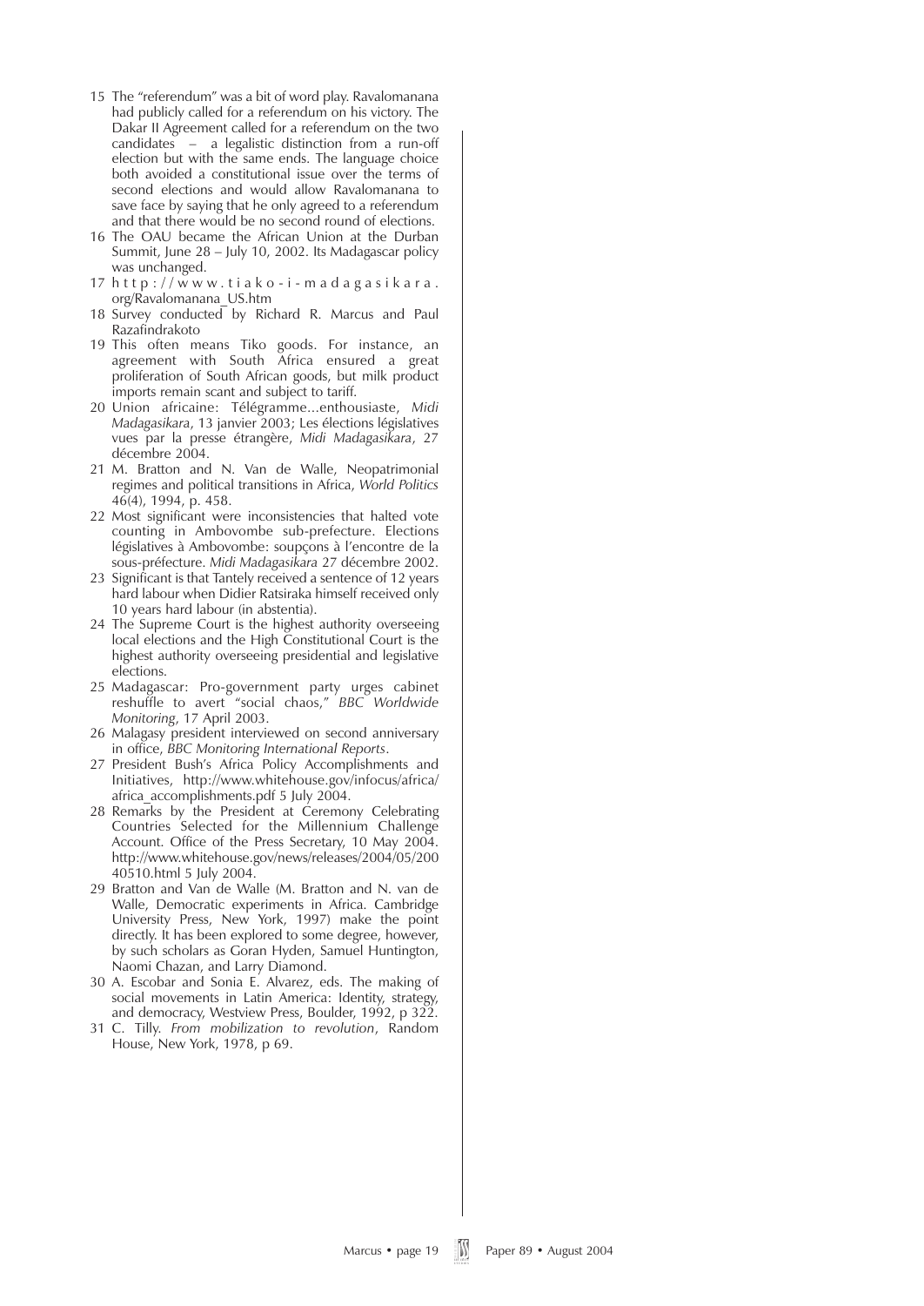15 The "referendum" was a bit of word play. Ravalomanana had publicly called for a referendum on his victory. The Dakar II Agreement called for a referendum on the two candidates – a legalistic distinction from a run-off election but with the same ends. The language choice both avoided a constitutional issue over the terms of second elections and would allow Ravalomanana to save face by saying that he only agreed to a referendum and that there would be no second round of elections.

16 The OAU became the African Union at the Durban Summit, June 28 – July 10, 2002. Its Madagascar policy was unchanged.

17 http://www.tiako-i-madagasikara.org/Ravalomanana_US.htm

18 Survey conducted by Richard R. Marcus and Paul Razafindrakoto

19 This often means Tiko goods. For instance, an agreement with South Africa ensured a great proliferation of South African goods, but milk product imports remain scant and subject to tariff.

20 Union africaine: Télégramme...enthousiaste, *Midi Madagasikara*, 13 janvier 2003; Les élections législatives vues par la presse étrangère, *Midi Madagasikara*, 27 décembre 2004.

21 M. Bratton and N. Van de Walle, Neopatrimonial regimes and political transitions in Africa, *World Politics* 46(4), 1994, p. 458.

22 Most significant were inconsistencies that halted vote counting in Ambovombe sub-prefecture. Elections législatives à Ambovombe: soupçons à l'encontre de la sous-préfecture. *Midi Madagasikara* 27 décembre 2002.

23 Significant is that Tantely received a sentence of 12 years hard labour when Didier Ratsiraka himself received only 10 years hard labour (in abstentia).

24 The Supreme Court is the highest authority overseeing local elections and the High Constitutional Court is the highest authority overseeing presidential and legislative elections.

25 Madagascar: Pro-government party urges cabinet reshuffle to avert "social chaos," *BBC Worldwide Monitoring*, 17 April 2003.

26 Malagasy president interviewed on second anniversary in office, *BBC Monitoring International Reports*.

27 President Bush's Africa Policy Accomplishments and Initiatives, http://www.whitehouse.gov/infocus/africa/africa_accomplishments.pdf 5 July 2004.

28 Remarks by the President at Ceremony Celebrating Countries Selected for the Millennium Challenge Account. Office of the Press Secretary, 10 May 2004. http://www.whitehouse.gov/news/releases/2004/05/20040510.html 5 July 2004.

29 Bratton and Van de Walle (M. Bratton and N. van de Walle, Democratic experiments in Africa. Cambridge University Press, New York, 1997) make the point directly. It has been explored to some degree, however, by such scholars as Goran Hyden, Samuel Huntington, Naomi Chazan, and Larry Diamond.

30 A. Escobar and Sonia E. Alvarez, eds. The making of social movements in Latin America: Identity, strategy, and democracy, Westview Press, Boulder, 1992, p 322.

31 C. Tilly. *From mobilization to revolution*, Random House, New York, 1978, p 69.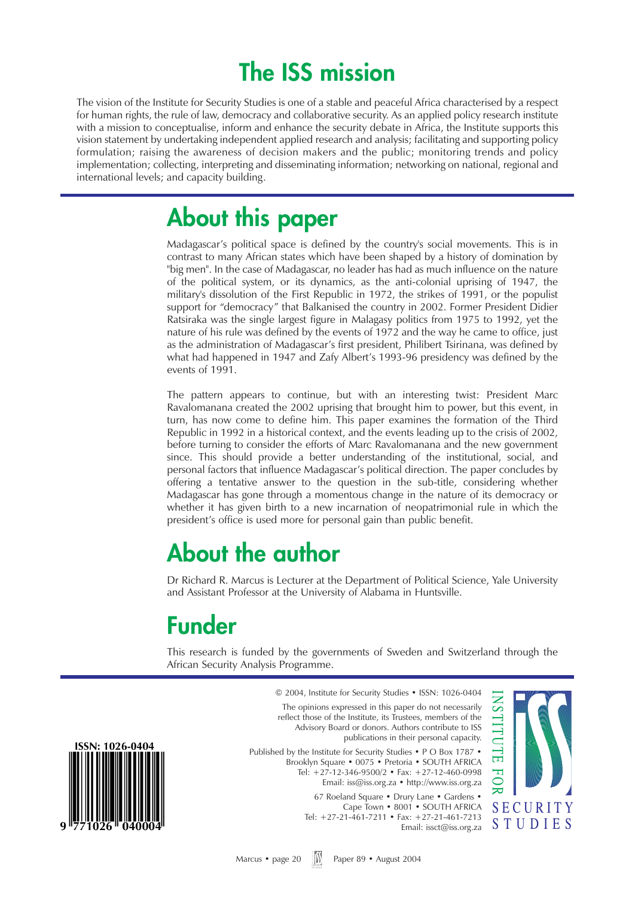# The ISS mission

The vision of the Institute for Security Studies is one of a stable and peaceful Africa characterised by a respect for human rights, the rule of law, democracy and collaborative security. As an applied policy research institute with a mission to conceptualise, inform and enhance the security debate in Africa, the Institute supports this vision statement by undertaking independent applied research and analysis; facilitating and supporting policy formulation; raising the awareness of decision makers and the public; monitoring trends and policy implementation; collecting, interpreting and disseminating information; networking on national, regional and international levels; and capacity building.

# About this paper

Madagascar's political space is defined by the country's social movements. This is in contrast to many African states which have been shaped by a history of domination by "big men". In the case of Madagascar, no leader has had as much influence on the nature of the political system, or its dynamics, as the anti-colonial uprising of 1947, the military's dissolution of the First Republic in 1972, the strikes of 1991, or the populist support for "democracy" that Balkanised the country in 2002. Former President Didier Ratsiraka was the single largest figure in Malagasy politics from 1975 to 1992, yet the nature of his rule was defined by the events of 1972 and the way he came to office, just as the administration of Madagascar's first president, Philibert Tsirinana, was defined by what had happened in 1947 and Zafy Albert's 1993-96 presidency was defined by the events of 1991.

The pattern appears to continue, but with an interesting twist: President Marc Ravalomanana created the 2002 uprising that brought him to power, but this event, in turn, has now come to define him. This paper examines the formation of the Third Republic in 1992 in a historical context, and the events leading up to the crisis of 2002, before turning to consider the efforts of Marc Ravalomanana and the new government since. This should provide a better understanding of the institutional, social, and personal factors that influence Madagascar's political direction. The paper concludes by offering a tentative answer to the question in the sub-title, considering whether Madagascar has gone through a momentous change in the nature of its democracy or whether it has given birth to a new incarnation of neopatrimonial rule in which the president's office is used more for personal gain than public benefit.

# About the author

Dr Richard R. Marcus is Lecturer at the Department of Political Science, Yale University and Assistant Professor at the University of Alabama in Huntsville.

# Funder

This research is funded by the governments of Sweden and Switzerland through the African Security Analysis Programme.

© 2004, Institute for Security Studies • ISSN: 1026-0404

The opinions expressed in this paper do not necessarily reflect those of the Institute, its Trustees, members of the Advisory Board or donors. Authors contribute to ISS publications in their personal capacity.

Published by the Institute for Security Studies • P O Box 1787 • Brooklyn Square • 0075 • Pretoria • SOUTH AFRICA
Tel: +27-12-346-9500/2 • Fax: +27-12-460-0998
Email: iss@iss.org.za • http://www.iss.org.za

67 Roeland Square • Drury Lane • Gardens • Cape Town • 8001 • SOUTH AFRICA
Tel: +27-21-461-7211 • Fax: +27-21-461-7213
Email: issct@iss.org.za

INSTITUTE FOR SECURITY STUDIES

ISSN: 1026-0404

9 771026 040004